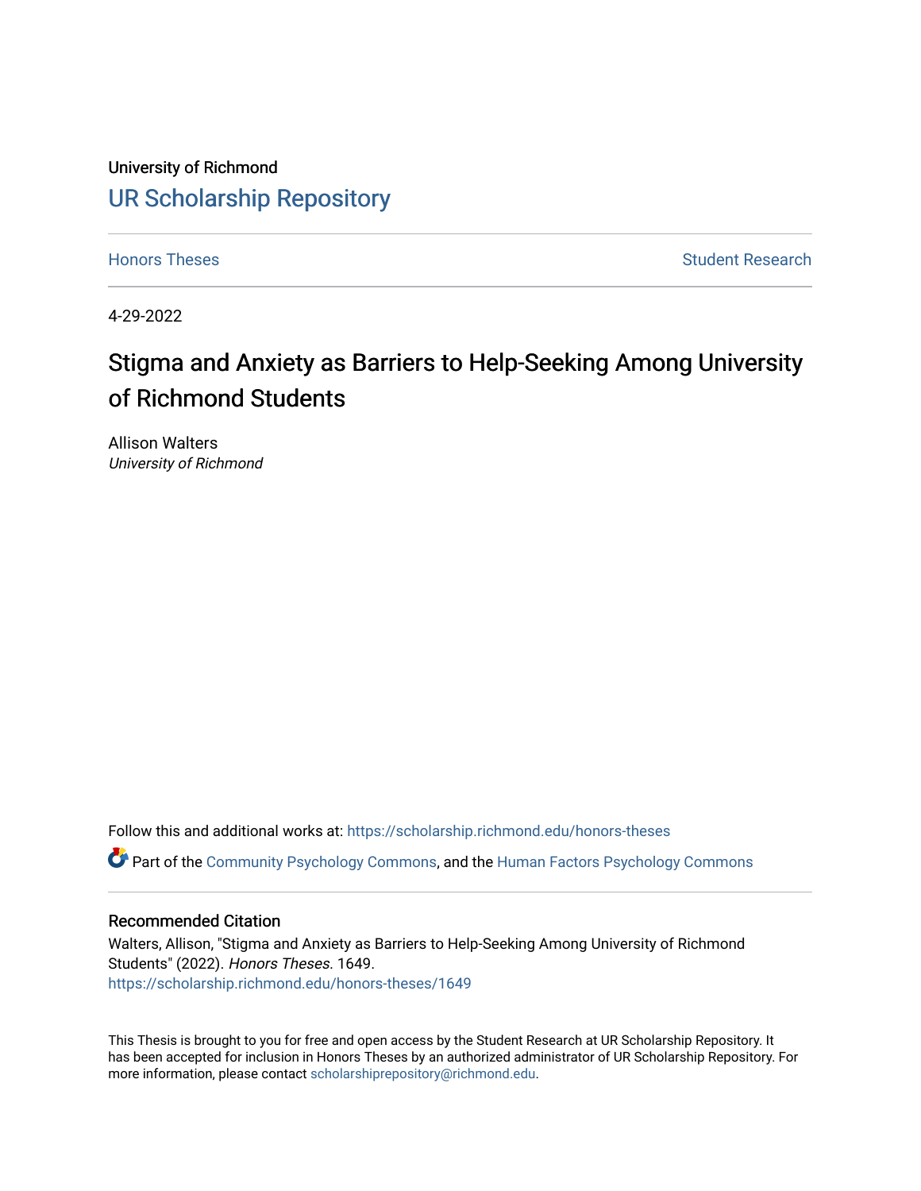University of Richmond

UR Scholarship Repository

Honors Theses | Student Research

4-29-2022

# Stigma and Anxiety as Barriers to Help-Seeking Among University of Richmond Students

Allison Walters
*University of Richmond*

Follow this and additional works at: https://scholarship.richmond.edu/honors-theses

Part of the Community Psychology Commons, and the Human Factors Psychology Commons

## Recommended Citation

Walters, Allison, "Stigma and Anxiety as Barriers to Help-Seeking Among University of Richmond Students" (2022). *Honors Theses*. 1649.
https://scholarship.richmond.edu/honors-theses/1649

This Thesis is brought to you for free and open access by the Student Research at UR Scholarship Repository. It has been accepted for inclusion in Honors Theses by an authorized administrator of UR Scholarship Repository. For more information, please contact scholarshiprepository@richmond.edu.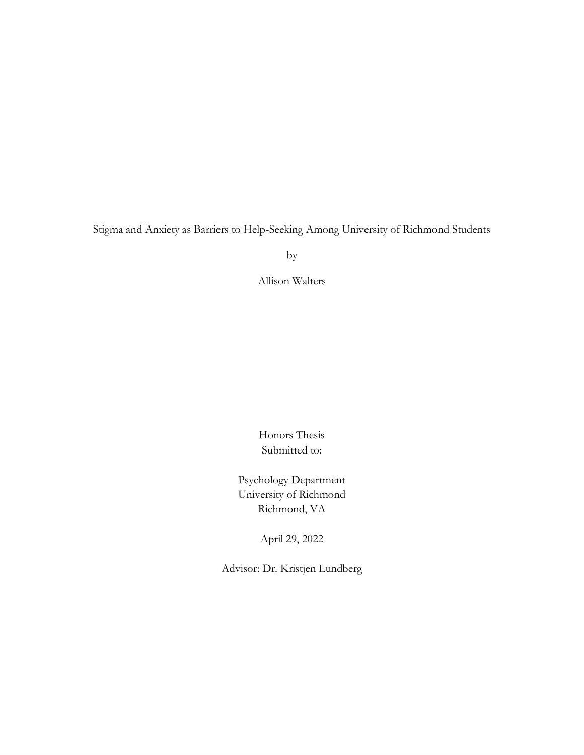Stigma and Anxiety as Barriers to Help-Seeking Among University of Richmond Students

by

Allison Walters

Honors Thesis
Submitted to:

Psychology Department
University of Richmond
Richmond, VA

April 29, 2022

Advisor: Dr. Kristjen Lundberg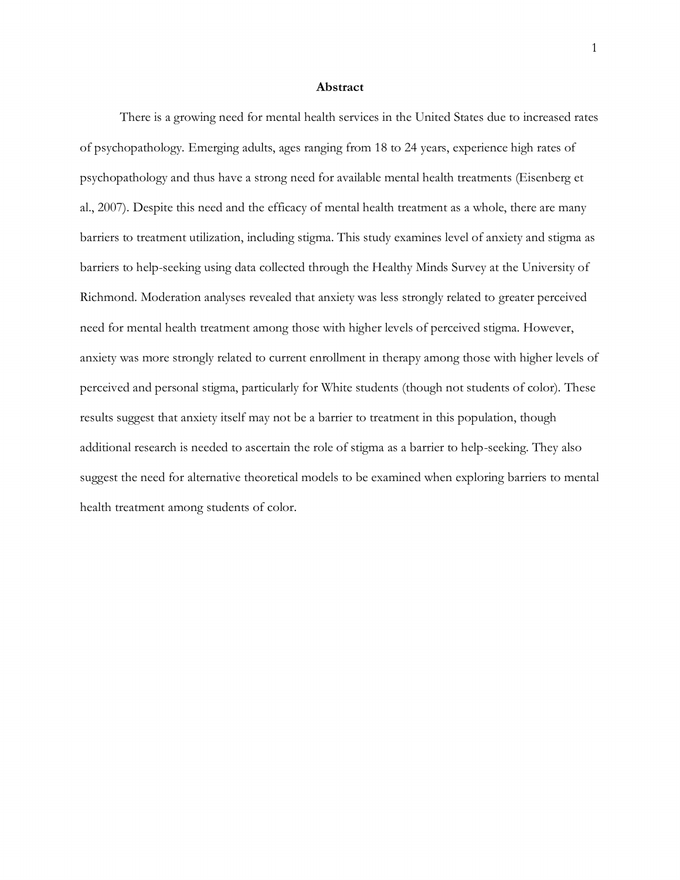## Abstract

There is a growing need for mental health services in the United States due to increased rates of psychopathology. Emerging adults, ages ranging from 18 to 24 years, experience high rates of psychopathology and thus have a strong need for available mental health treatments (Eisenberg et al., 2007). Despite this need and the efficacy of mental health treatment as a whole, there are many barriers to treatment utilization, including stigma. This study examines level of anxiety and stigma as barriers to help-seeking using data collected through the Healthy Minds Survey at the University of Richmond. Moderation analyses revealed that anxiety was less strongly related to greater perceived need for mental health treatment among those with higher levels of perceived stigma. However, anxiety was more strongly related to current enrollment in therapy among those with higher levels of perceived and personal stigma, particularly for White students (though not students of color). These results suggest that anxiety itself may not be a barrier to treatment in this population, though additional research is needed to ascertain the role of stigma as a barrier to help-seeking. They also suggest the need for alternative theoretical models to be examined when exploring barriers to mental health treatment among students of color.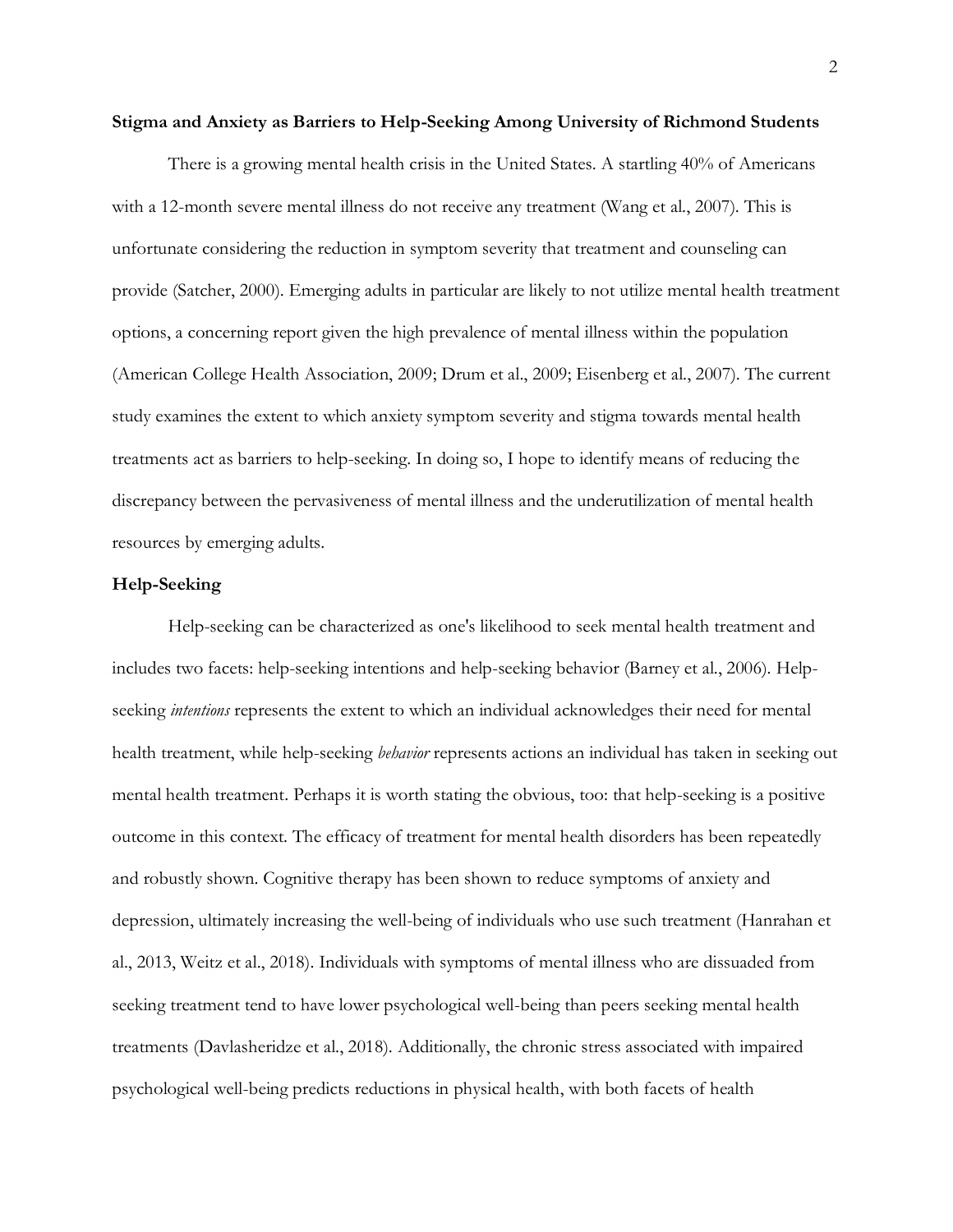**Stigma and Anxiety as Barriers to Help-Seeking Among University of Richmond Students**

There is a growing mental health crisis in the United States. A startling 40% of Americans with a 12-month severe mental illness do not receive any treatment (Wang et al., 2007). This is unfortunate considering the reduction in symptom severity that treatment and counseling can provide (Satcher, 2000). Emerging adults in particular are likely to not utilize mental health treatment options, a concerning report given the high prevalence of mental illness within the population (American College Health Association, 2009; Drum et al., 2009; Eisenberg et al., 2007). The current study examines the extent to which anxiety symptom severity and stigma towards mental health treatments act as barriers to help-seeking. In doing so, I hope to identify means of reducing the discrepancy between the pervasiveness of mental illness and the underutilization of mental health resources by emerging adults.

**Help-Seeking**

Help-seeking can be characterized as one's likelihood to seek mental health treatment and includes two facets: help-seeking intentions and help-seeking behavior (Barney et al., 2006). Help-seeking *intentions* represents the extent to which an individual acknowledges their need for mental health treatment, while help-seeking *behavior* represents actions an individual has taken in seeking out mental health treatment. Perhaps it is worth stating the obvious, too: that help-seeking is a positive outcome in this context. The efficacy of treatment for mental health disorders has been repeatedly and robustly shown. Cognitive therapy has been shown to reduce symptoms of anxiety and depression, ultimately increasing the well-being of individuals who use such treatment (Hanrahan et al., 2013, Weitz et al., 2018). Individuals with symptoms of mental illness who are dissuaded from seeking treatment tend to have lower psychological well-being than peers seeking mental health treatments (Davlasheridze et al., 2018). Additionally, the chronic stress associated with impaired psychological well-being predicts reductions in physical health, with both facets of health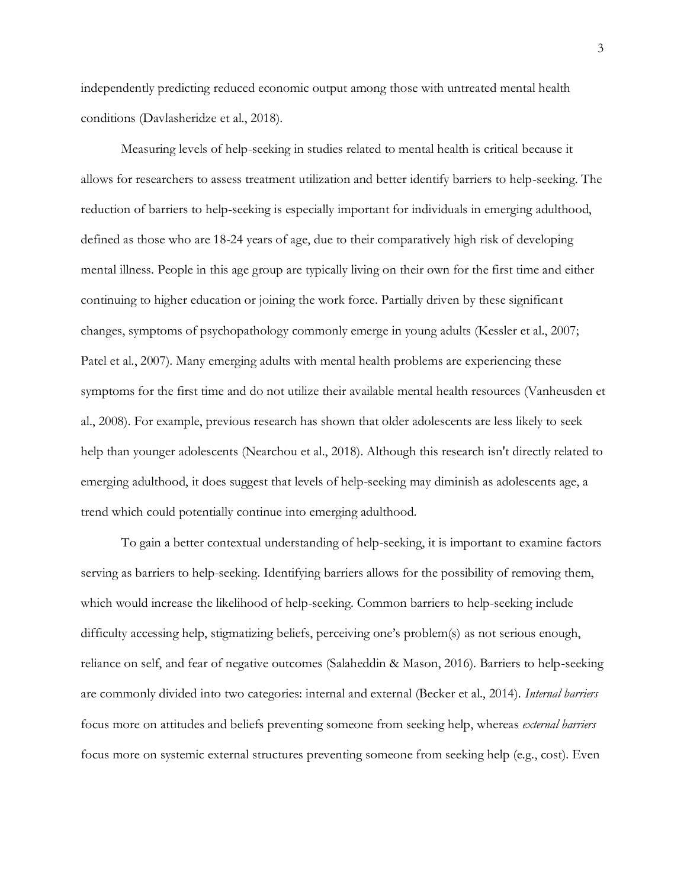independently predicting reduced economic output among those with untreated mental health conditions (Davlasheridze et al., 2018).

Measuring levels of help-seeking in studies related to mental health is critical because it allows for researchers to assess treatment utilization and better identify barriers to help-seeking. The reduction of barriers to help-seeking is especially important for individuals in emerging adulthood, defined as those who are 18-24 years of age, due to their comparatively high risk of developing mental illness. People in this age group are typically living on their own for the first time and either continuing to higher education or joining the work force. Partially driven by these significant changes, symptoms of psychopathology commonly emerge in young adults (Kessler et al., 2007; Patel et al., 2007). Many emerging adults with mental health problems are experiencing these symptoms for the first time and do not utilize their available mental health resources (Vanheusden et al., 2008). For example, previous research has shown that older adolescents are less likely to seek help than younger adolescents (Nearchou et al., 2018). Although this research isn't directly related to emerging adulthood, it does suggest that levels of help-seeking may diminish as adolescents age, a trend which could potentially continue into emerging adulthood.

To gain a better contextual understanding of help-seeking, it is important to examine factors serving as barriers to help-seeking. Identifying barriers allows for the possibility of removing them, which would increase the likelihood of help-seeking. Common barriers to help-seeking include difficulty accessing help, stigmatizing beliefs, perceiving one's problem(s) as not serious enough, reliance on self, and fear of negative outcomes (Salaheddin & Mason, 2016). Barriers to help-seeking are commonly divided into two categories: internal and external (Becker et al., 2014). *Internal barriers* focus more on attitudes and beliefs preventing someone from seeking help, whereas *external barriers* focus more on systemic external structures preventing someone from seeking help (e.g., cost). Even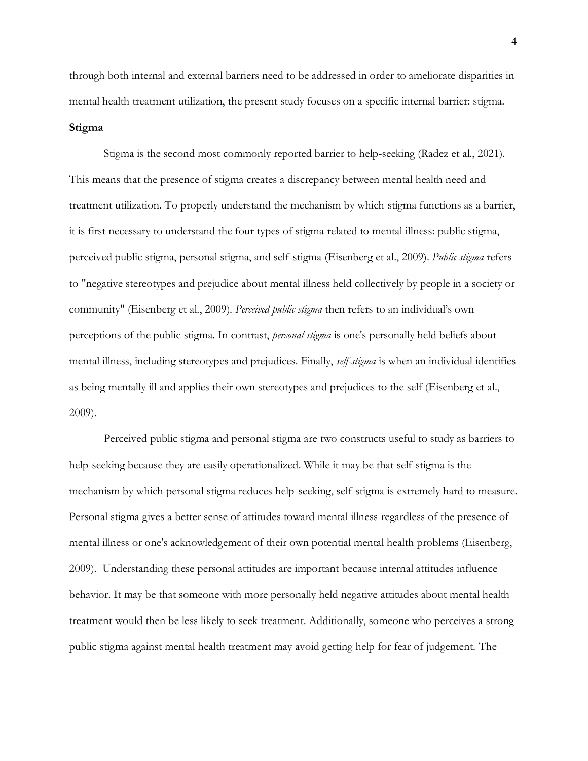through both internal and external barriers need to be addressed in order to ameliorate disparities in mental health treatment utilization, the present study focuses on a specific internal barrier: stigma.

**Stigma**

Stigma is the second most commonly reported barrier to help-seeking (Radez et al., 2021). This means that the presence of stigma creates a discrepancy between mental health need and treatment utilization. To properly understand the mechanism by which stigma functions as a barrier, it is first necessary to understand the four types of stigma related to mental illness: public stigma, perceived public stigma, personal stigma, and self-stigma (Eisenberg et al., 2009). *Public stigma* refers to "negative stereotypes and prejudice about mental illness held collectively by people in a society or community" (Eisenberg et al., 2009). *Perceived public stigma* then refers to an individual's own perceptions of the public stigma. In contrast, *personal stigma* is one's personally held beliefs about mental illness, including stereotypes and prejudices. Finally, *self-stigma* is when an individual identifies as being mentally ill and applies their own stereotypes and prejudices to the self (Eisenberg et al., 2009).

Perceived public stigma and personal stigma are two constructs useful to study as barriers to help-seeking because they are easily operationalized. While it may be that self-stigma is the mechanism by which personal stigma reduces help-seeking, self-stigma is extremely hard to measure. Personal stigma gives a better sense of attitudes toward mental illness regardless of the presence of mental illness or one's acknowledgement of their own potential mental health problems (Eisenberg, 2009). Understanding these personal attitudes are important because internal attitudes influence behavior. It may be that someone with more personally held negative attitudes about mental health treatment would then be less likely to seek treatment. Additionally, someone who perceives a strong public stigma against mental health treatment may avoid getting help for fear of judgement. The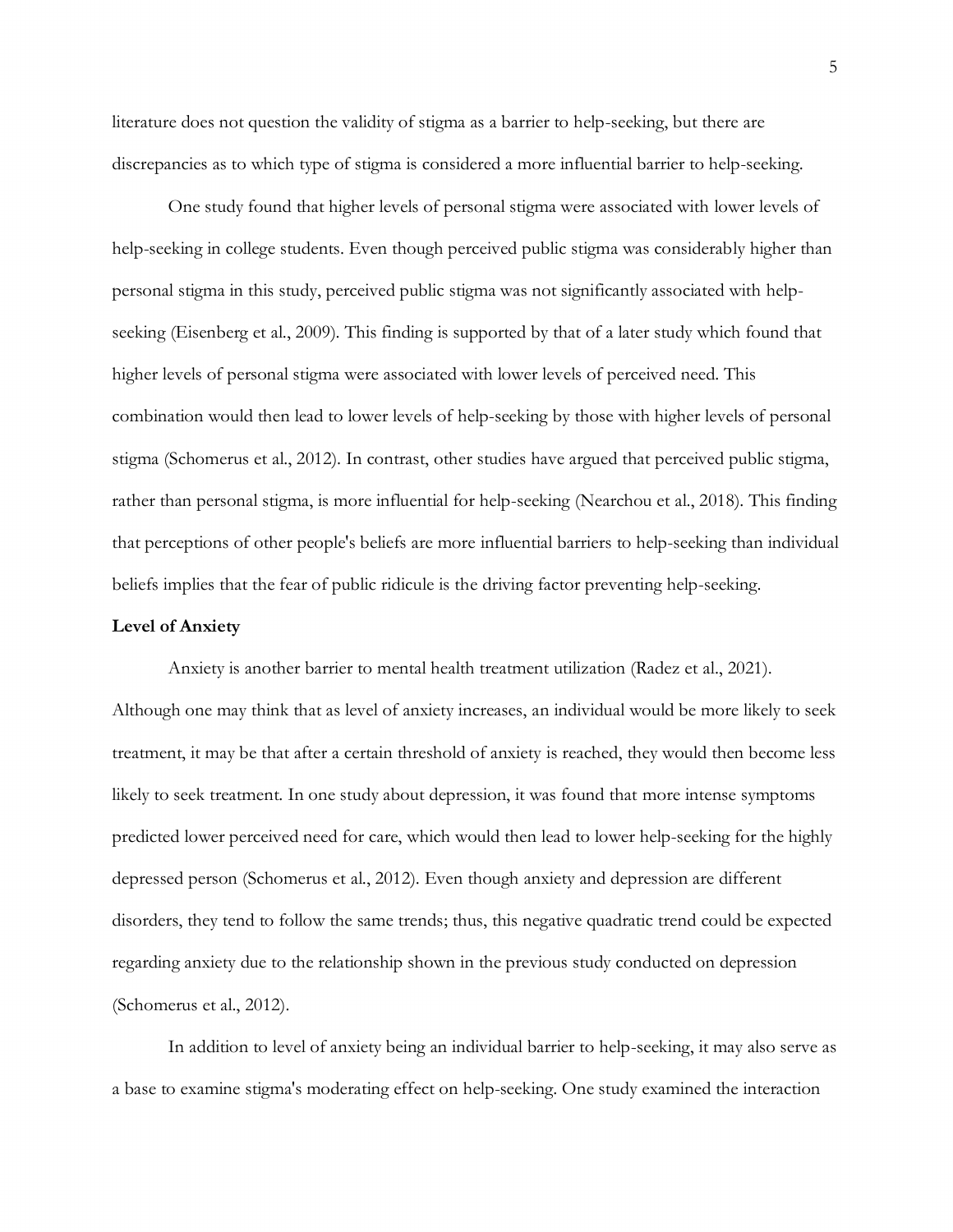literature does not question the validity of stigma as a barrier to help-seeking, but there are discrepancies as to which type of stigma is considered a more influential barrier to help-seeking.

One study found that higher levels of personal stigma were associated with lower levels of help-seeking in college students. Even though perceived public stigma was considerably higher than personal stigma in this study, perceived public stigma was not significantly associated with help-seeking (Eisenberg et al., 2009). This finding is supported by that of a later study which found that higher levels of personal stigma were associated with lower levels of perceived need. This combination would then lead to lower levels of help-seeking by those with higher levels of personal stigma (Schomerus et al., 2012). In contrast, other studies have argued that perceived public stigma, rather than personal stigma, is more influential for help-seeking (Nearchou et al., 2018). This finding that perceptions of other people's beliefs are more influential barriers to help-seeking than individual beliefs implies that the fear of public ridicule is the driving factor preventing help-seeking.

**Level of Anxiety**

Anxiety is another barrier to mental health treatment utilization (Radez et al., 2021). Although one may think that as level of anxiety increases, an individual would be more likely to seek treatment, it may be that after a certain threshold of anxiety is reached, they would then become less likely to seek treatment. In one study about depression, it was found that more intense symptoms predicted lower perceived need for care, which would then lead to lower help-seeking for the highly depressed person (Schomerus et al., 2012). Even though anxiety and depression are different disorders, they tend to follow the same trends; thus, this negative quadratic trend could be expected regarding anxiety due to the relationship shown in the previous study conducted on depression (Schomerus et al., 2012).

In addition to level of anxiety being an individual barrier to help-seeking, it may also serve as a base to examine stigma's moderating effect on help-seeking. One study examined the interaction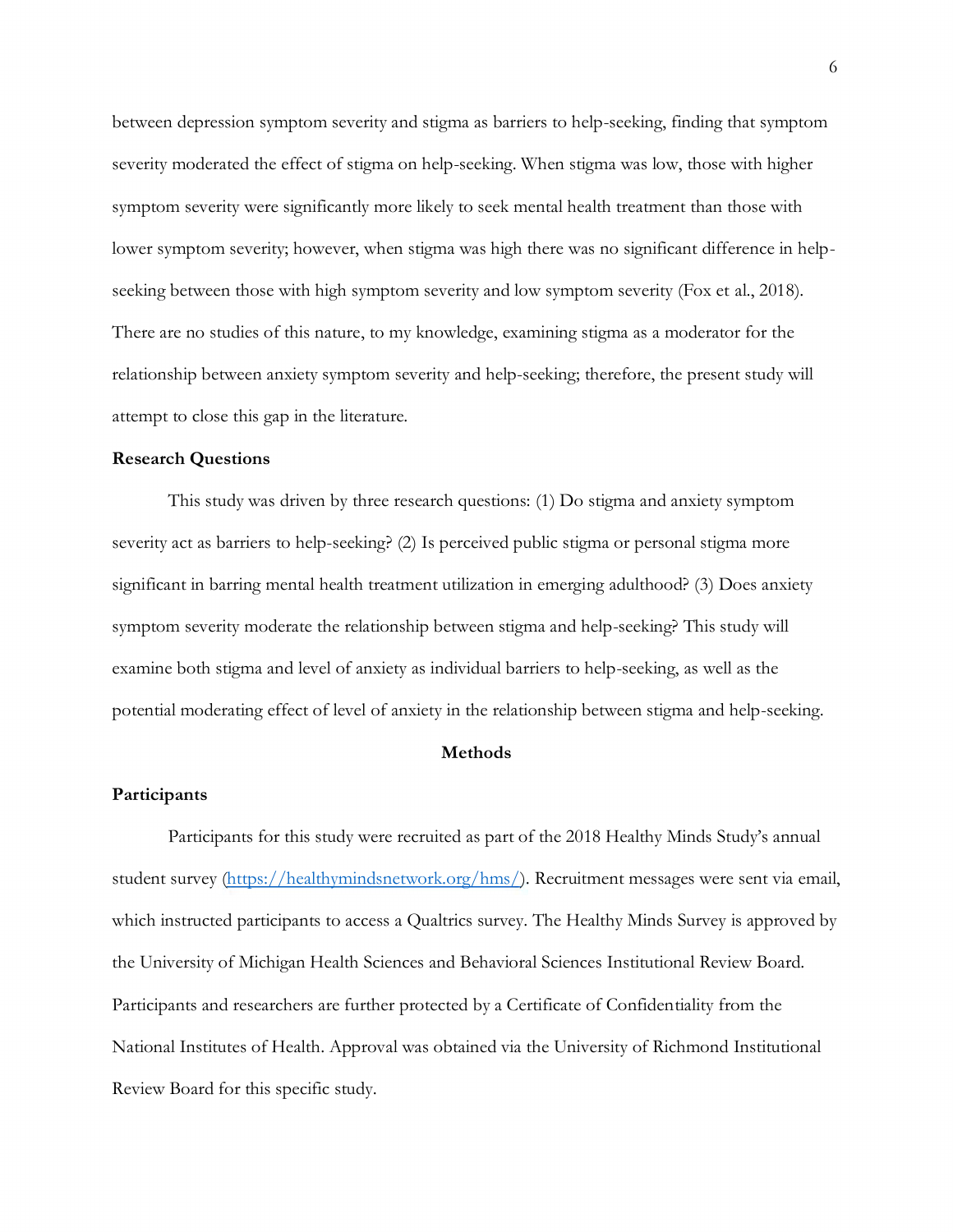between depression symptom severity and stigma as barriers to help-seeking, finding that symptom severity moderated the effect of stigma on help-seeking. When stigma was low, those with higher symptom severity were significantly more likely to seek mental health treatment than those with lower symptom severity; however, when stigma was high there was no significant difference in help-seeking between those with high symptom severity and low symptom severity (Fox et al., 2018). There are no studies of this nature, to my knowledge, examining stigma as a moderator for the relationship between anxiety symptom severity and help-seeking; therefore, the present study will attempt to close this gap in the literature.

## Research Questions

This study was driven by three research questions: (1) Do stigma and anxiety symptom severity act as barriers to help-seeking? (2) Is perceived public stigma or personal stigma more significant in barring mental health treatment utilization in emerging adulthood? (3) Does anxiety symptom severity moderate the relationship between stigma and help-seeking? This study will examine both stigma and level of anxiety as individual barriers to help-seeking, as well as the potential moderating effect of level of anxiety in the relationship between stigma and help-seeking.

# Methods

## Participants

Participants for this study were recruited as part of the 2018 Healthy Minds Study's annual student survey (https://healthymindsnetwork.org/hms/). Recruitment messages were sent via email, which instructed participants to access a Qualtrics survey. The Healthy Minds Survey is approved by the University of Michigan Health Sciences and Behavioral Sciences Institutional Review Board. Participants and researchers are further protected by a Certificate of Confidentiality from the National Institutes of Health. Approval was obtained via the University of Richmond Institutional Review Board for this specific study.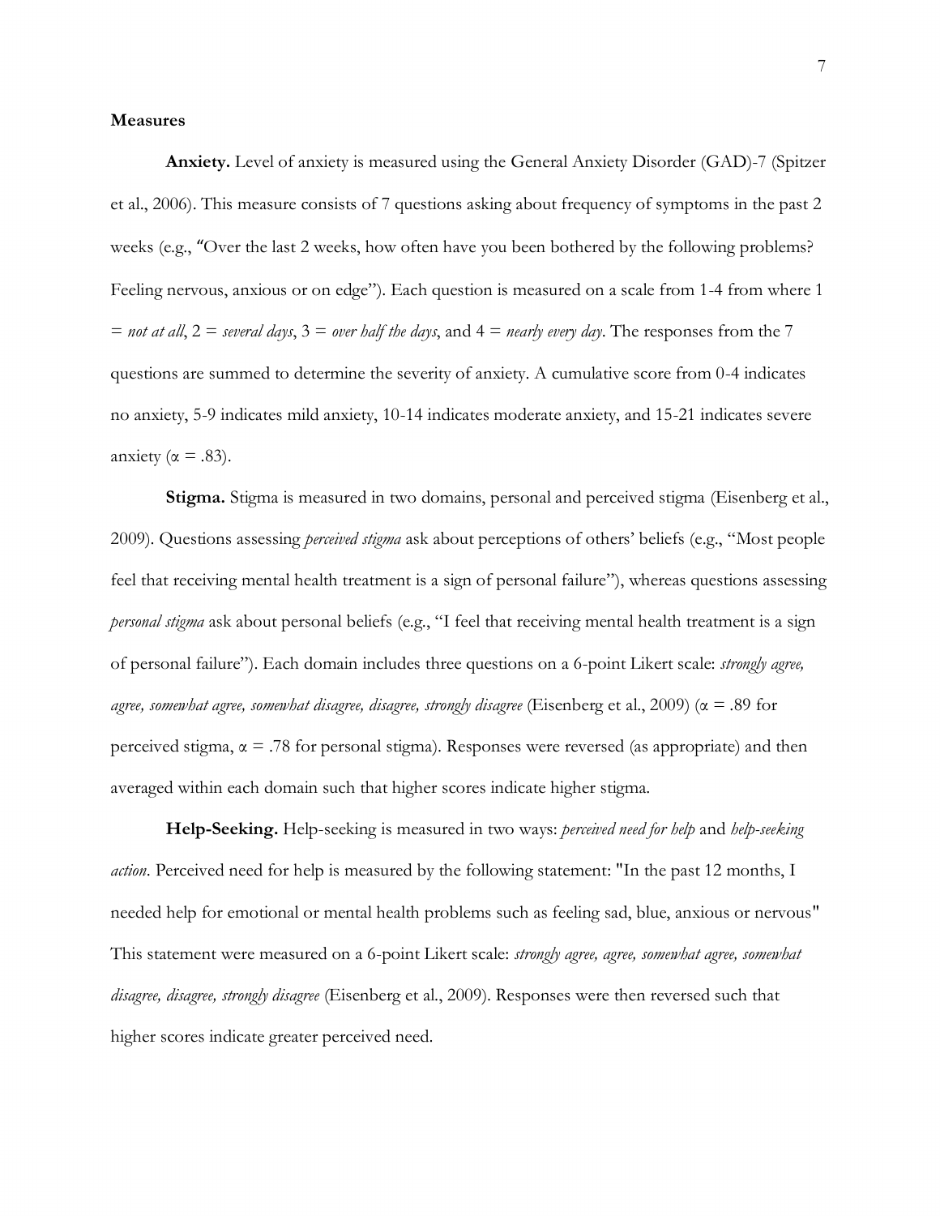**Measures**

**Anxiety.** Level of anxiety is measured using the General Anxiety Disorder (GAD)-7 (Spitzer et al., 2006). This measure consists of 7 questions asking about frequency of symptoms in the past 2 weeks (e.g., "Over the last 2 weeks, how often have you been bothered by the following problems? Feeling nervous, anxious or on edge"). Each question is measured on a scale from 1-4 from where 1 = *not at all*, 2 = *several days*, 3 = *over half the days*, and 4 = *nearly every day*. The responses from the 7 questions are summed to determine the severity of anxiety. A cumulative score from 0-4 indicates no anxiety, 5-9 indicates mild anxiety, 10-14 indicates moderate anxiety, and 15-21 indicates severe anxiety ($\alpha = .83$).

**Stigma.** Stigma is measured in two domains, personal and perceived stigma (Eisenberg et al., 2009). Questions assessing *perceived stigma* ask about perceptions of others' beliefs (e.g., "Most people feel that receiving mental health treatment is a sign of personal failure"), whereas questions assessing *personal stigma* ask about personal beliefs (e.g., "I feel that receiving mental health treatment is a sign of personal failure"). Each domain includes three questions on a 6-point Likert scale: *strongly agree, agree, somewhat agree, somewhat disagree, disagree, strongly disagree* (Eisenberg et al., 2009) ($\alpha = .89$ for perceived stigma, $\alpha = .78$ for personal stigma). Responses were reversed (as appropriate) and then averaged within each domain such that higher scores indicate higher stigma.

**Help-Seeking.** Help-seeking is measured in two ways: *perceived need for help* and *help-seeking action*. Perceived need for help is measured by the following statement: "In the past 12 months, I needed help for emotional or mental health problems such as feeling sad, blue, anxious or nervous" This statement were measured on a 6-point Likert scale: *strongly agree, agree, somewhat agree, somewhat disagree, disagree, strongly disagree* (Eisenberg et al., 2009). Responses were then reversed such that higher scores indicate greater perceived need.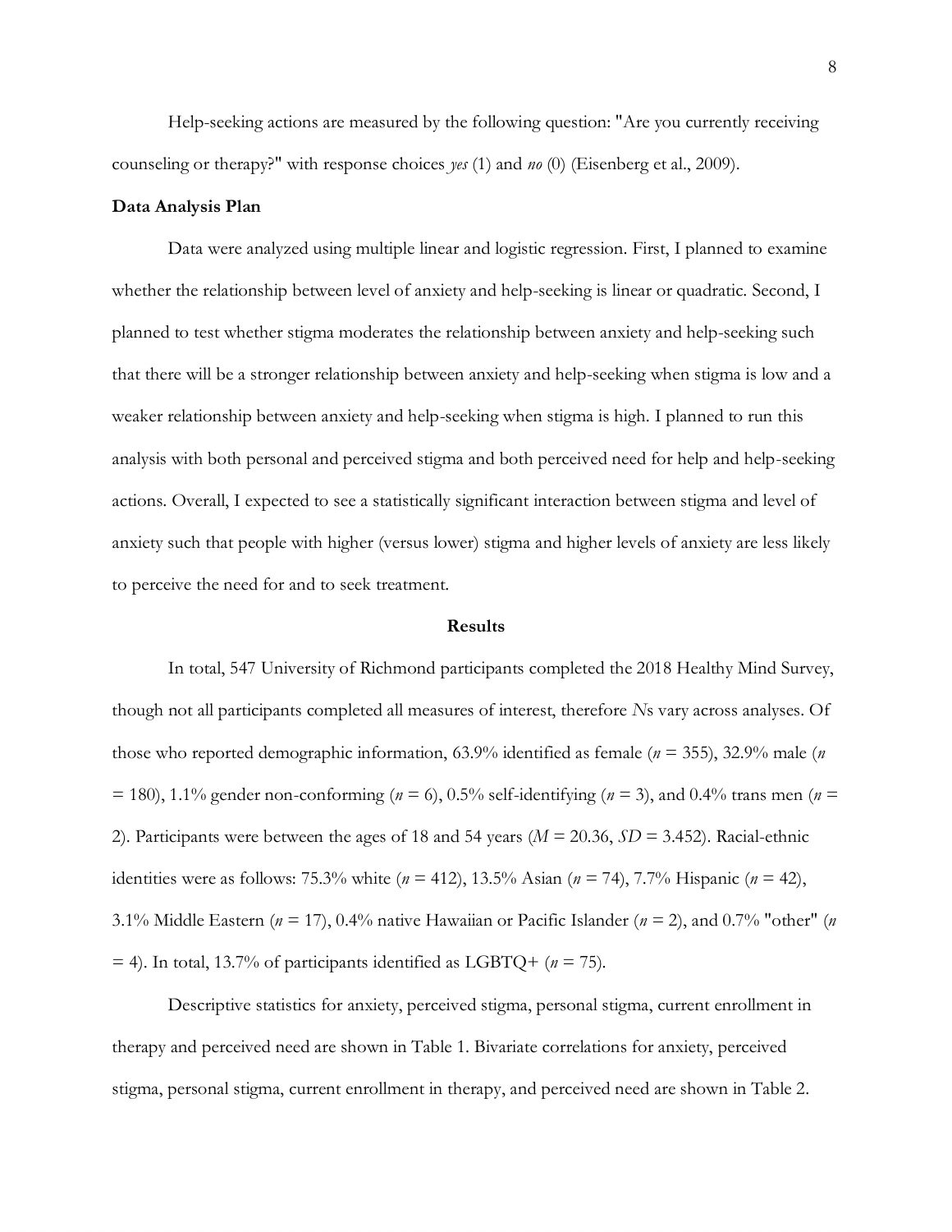Help-seeking actions are measured by the following question: "Are you currently receiving counseling or therapy?" with response choices *yes* (1) and *no* (0) (Eisenberg et al., 2009).

**Data Analysis Plan**

Data were analyzed using multiple linear and logistic regression. First, I planned to examine whether the relationship between level of anxiety and help-seeking is linear or quadratic. Second, I planned to test whether stigma moderates the relationship between anxiety and help-seeking such that there will be a stronger relationship between anxiety and help-seeking when stigma is low and a weaker relationship between anxiety and help-seeking when stigma is high. I planned to run this analysis with both personal and perceived stigma and both perceived need for help and help-seeking actions. Overall, I expected to see a statistically significant interaction between stigma and level of anxiety such that people with higher (versus lower) stigma and higher levels of anxiety are less likely to perceive the need for and to seek treatment.

## Results

In total, 547 University of Richmond participants completed the 2018 Healthy Mind Survey, though not all participants completed all measures of interest, therefore *N*s vary across analyses. Of those who reported demographic information, 63.9% identified as female (*n* = 355), 32.9% male (*n* = 180), 1.1% gender non-conforming (*n* = 6), 0.5% self-identifying (*n* = 3), and 0.4% trans men (*n* = 2). Participants were between the ages of 18 and 54 years (*M* = 20.36, *SD* = 3.452). Racial-ethnic identities were as follows: 75.3% white (*n* = 412), 13.5% Asian (*n* = 74), 7.7% Hispanic (*n* = 42), 3.1% Middle Eastern (*n* = 17), 0.4% native Hawaiian or Pacific Islander (*n* = 2), and 0.7% "other" (*n* = 4). In total, 13.7% of participants identified as LGBTQ+ (*n* = 75).

Descriptive statistics for anxiety, perceived stigma, personal stigma, current enrollment in therapy and perceived need are shown in Table 1. Bivariate correlations for anxiety, perceived stigma, personal stigma, current enrollment in therapy, and perceived need are shown in Table 2.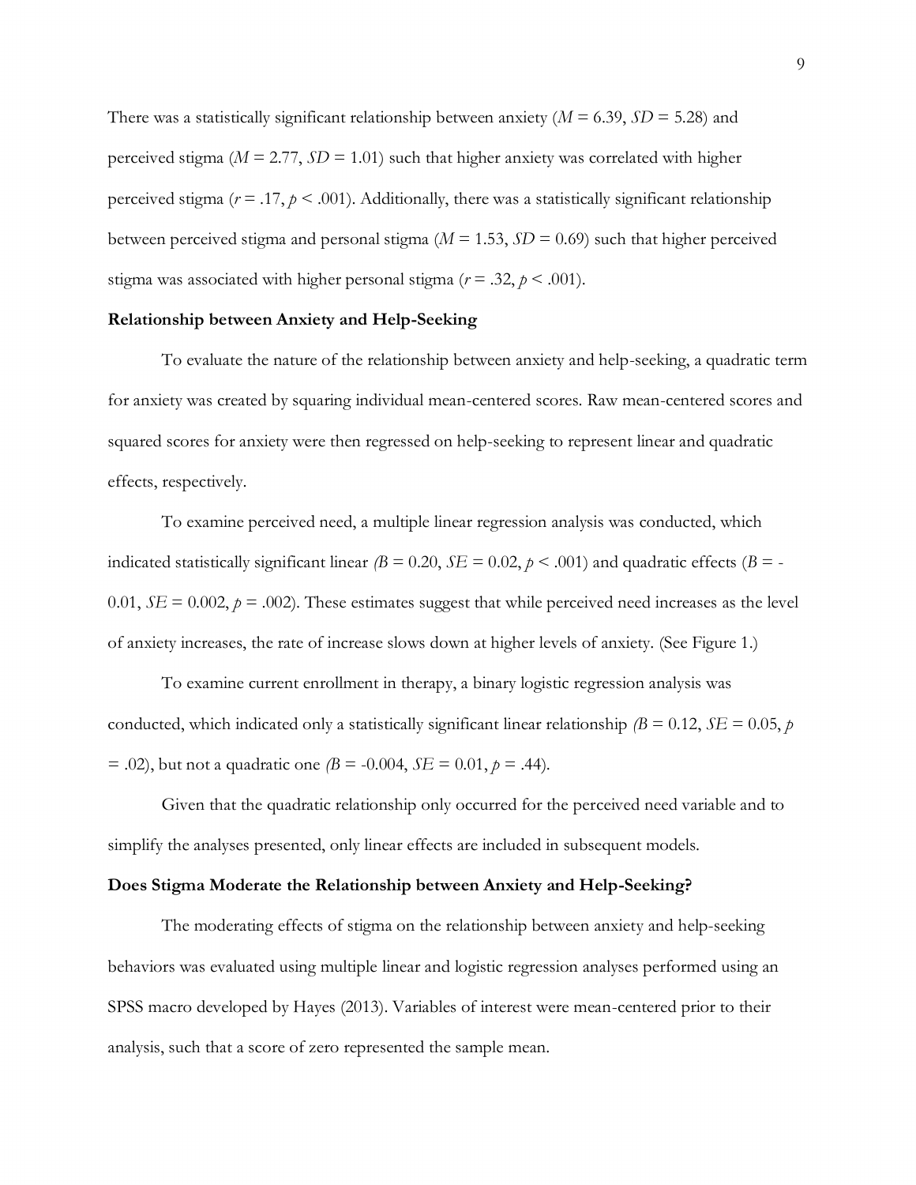There was a statistically significant relationship between anxiety ($M = 6.39$, $SD = 5.28$) and perceived stigma ($M = 2.77$, $SD = 1.01$) such that higher anxiety was correlated with higher perceived stigma ($r = .17$, $p < .001$). Additionally, there was a statistically significant relationship between perceived stigma and personal stigma ($M = 1.53$, $SD = 0.69$) such that higher perceived stigma was associated with higher personal stigma ($r = .32$, $p < .001$).

**Relationship between Anxiety and Help-Seeking**

To evaluate the nature of the relationship between anxiety and help-seeking, a quadratic term for anxiety was created by squaring individual mean-centered scores. Raw mean-centered scores and squared scores for anxiety were then regressed on help-seeking to represent linear and quadratic effects, respectively.

To examine perceived need, a multiple linear regression analysis was conducted, which indicated statistically significant linear ($B = 0.20$, $SE = 0.02$, $p < .001$) and quadratic effects ($B = -0.01$, $SE = 0.002$, $p = .002$). These estimates suggest that while perceived need increases as the level of anxiety increases, the rate of increase slows down at higher levels of anxiety. (See Figure 1.)

To examine current enrollment in therapy, a binary logistic regression analysis was conducted, which indicated only a statistically significant linear relationship ($B = 0.12$, $SE = 0.05$, $p = .02$), but not a quadratic one ($B = -0.004$, $SE = 0.01$, $p = .44$).

Given that the quadratic relationship only occurred for the perceived need variable and to simplify the analyses presented, only linear effects are included in subsequent models.

**Does Stigma Moderate the Relationship between Anxiety and Help-Seeking?**

The moderating effects of stigma on the relationship between anxiety and help-seeking behaviors was evaluated using multiple linear and logistic regression analyses performed using an SPSS macro developed by Hayes (2013). Variables of interest were mean-centered prior to their analysis, such that a score of zero represented the sample mean.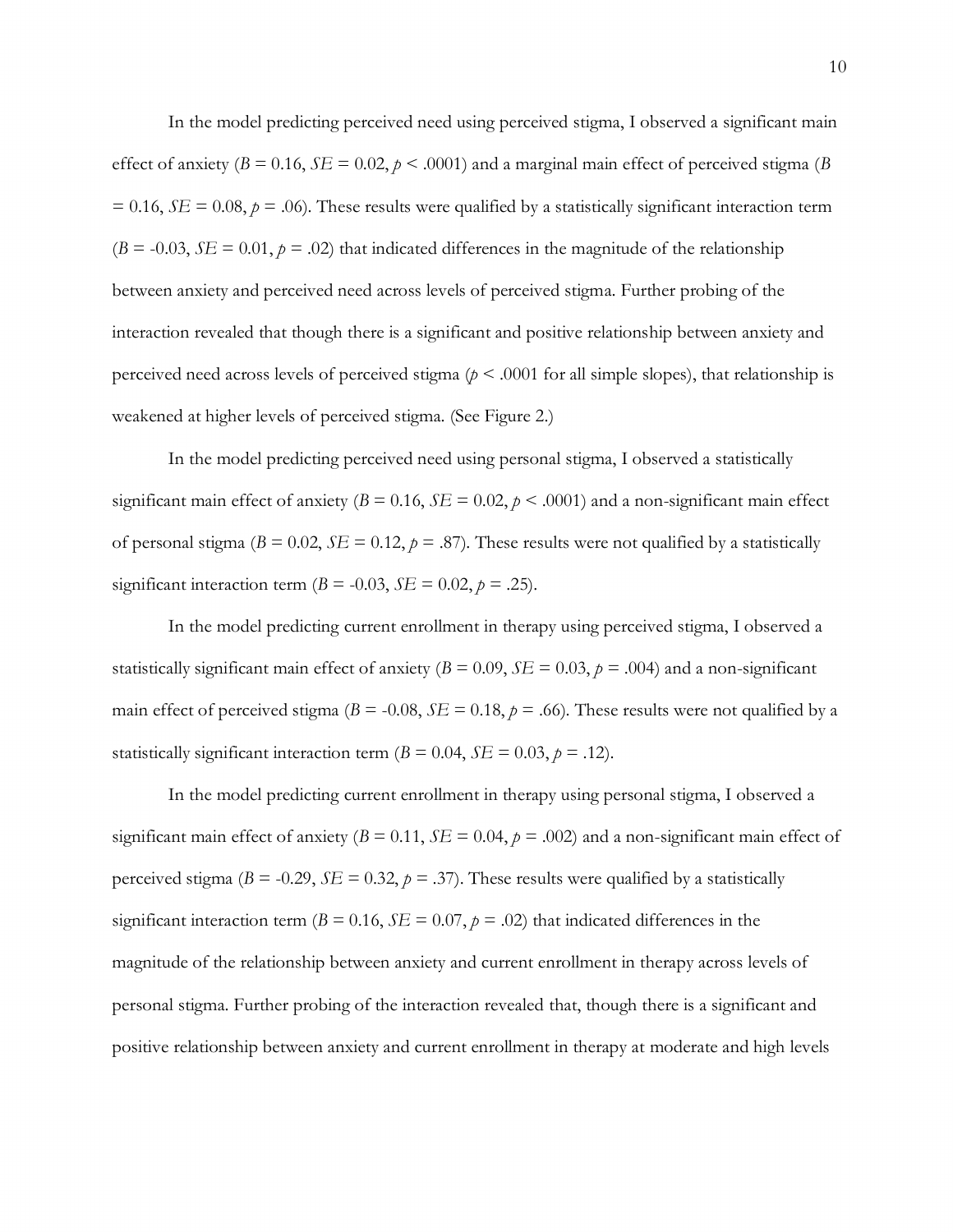In the model predicting perceived need using perceived stigma, I observed a significant main effect of anxiety ($B = 0.16$, $SE = 0.02$, $p < .0001$) and a marginal main effect of perceived stigma ($B = 0.16$, $SE = 0.08$, $p = .06$). These results were qualified by a statistically significant interaction term ($B = -0.03$, $SE = 0.01$, $p = .02$) that indicated differences in the magnitude of the relationship between anxiety and perceived need across levels of perceived stigma. Further probing of the interaction revealed that though there is a significant and positive relationship between anxiety and perceived need across levels of perceived stigma ($p < .0001$ for all simple slopes), that relationship is weakened at higher levels of perceived stigma. (See Figure 2.)

In the model predicting perceived need using personal stigma, I observed a statistically significant main effect of anxiety ($B = 0.16$, $SE = 0.02$, $p < .0001$) and a non-significant main effect of personal stigma ($B = 0.02$, $SE = 0.12$, $p = .87$). These results were not qualified by a statistically significant interaction term ($B = -0.03$, $SE = 0.02$, $p = .25$).

In the model predicting current enrollment in therapy using perceived stigma, I observed a statistically significant main effect of anxiety ($B = 0.09$, $SE = 0.03$, $p = .004$) and a non-significant main effect of perceived stigma ($B = -0.08$, $SE = 0.18$, $p = .66$). These results were not qualified by a statistically significant interaction term ($B = 0.04$, $SE = 0.03$, $p = .12$).

In the model predicting current enrollment in therapy using personal stigma, I observed a significant main effect of anxiety ($B = 0.11$, $SE = 0.04$, $p = .002$) and a non-significant main effect of perceived stigma ($B = -0.29$, $SE = 0.32$, $p = .37$). These results were qualified by a statistically significant interaction term ($B = 0.16$, $SE = 0.07$, $p = .02$) that indicated differences in the magnitude of the relationship between anxiety and current enrollment in therapy across levels of personal stigma. Further probing of the interaction revealed that, though there is a significant and positive relationship between anxiety and current enrollment in therapy at moderate and high levels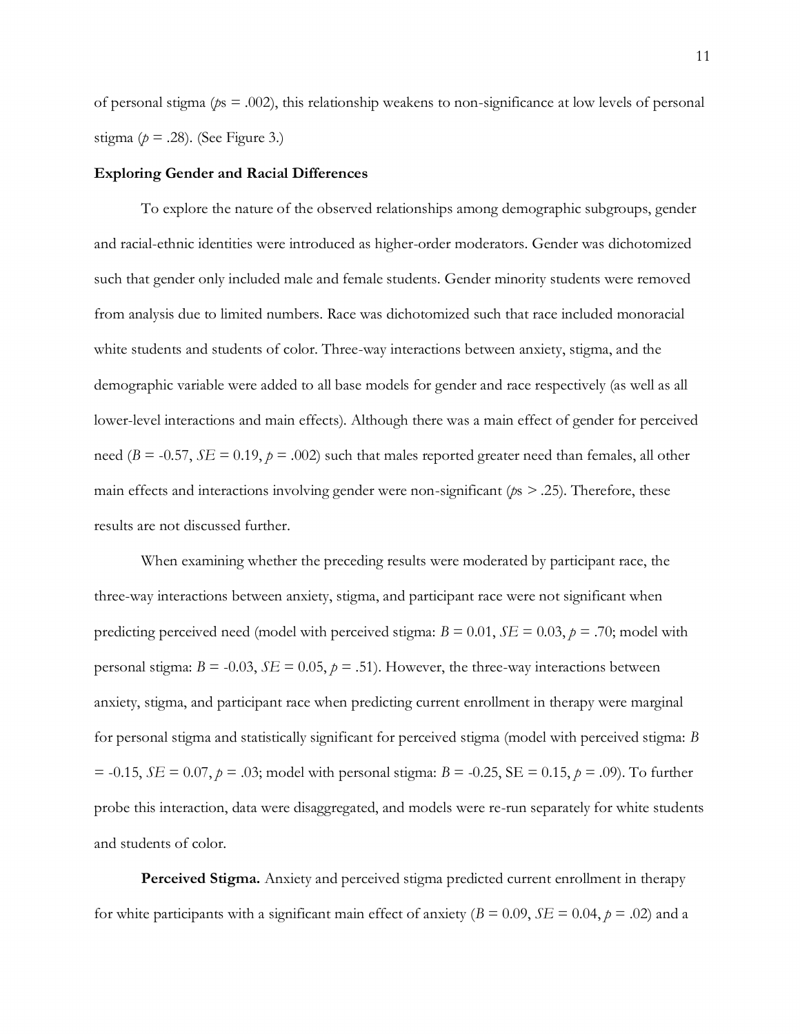of personal stigma (*p*s = .002), this relationship weakens to non-significance at low levels of personal stigma ($p = .28$). (See Figure 3.)

**Exploring Gender and Racial Differences**

To explore the nature of the observed relationships among demographic subgroups, gender and racial-ethnic identities were introduced as higher-order moderators. Gender was dichotomized such that gender only included male and female students. Gender minority students were removed from analysis due to limited numbers. Race was dichotomized such that race included monoracial white students and students of color. Three-way interactions between anxiety, stigma, and the demographic variable were added to all base models for gender and race respectively (as well as all lower-level interactions and main effects). Although there was a main effect of gender for perceived need ($B = -0.57$, $SE = 0.19$, $p = .002$) such that males reported greater need than females, all other main effects and interactions involving gender were non-significant (*p*s > .25). Therefore, these results are not discussed further.

When examining whether the preceding results were moderated by participant race, the three-way interactions between anxiety, stigma, and participant race were not significant when predicting perceived need (model with perceived stigma: $B = 0.01$, $SE = 0.03$, $p = .70$; model with personal stigma: $B = -0.03$, $SE = 0.05$, $p = .51$). However, the three-way interactions between anxiety, stigma, and participant race when predicting current enrollment in therapy were marginal for personal stigma and statistically significant for perceived stigma (model with perceived stigma: $B = -0.15$, $SE = 0.07$, $p = .03$; model with personal stigma: $B = -0.25$, SE = 0.15, $p = .09$). To further probe this interaction, data were disaggregated, and models were re-run separately for white students and students of color.

**Perceived Stigma.** Anxiety and perceived stigma predicted current enrollment in therapy for white participants with a significant main effect of anxiety ($B = 0.09$, $SE = 0.04$, $p = .02$) and a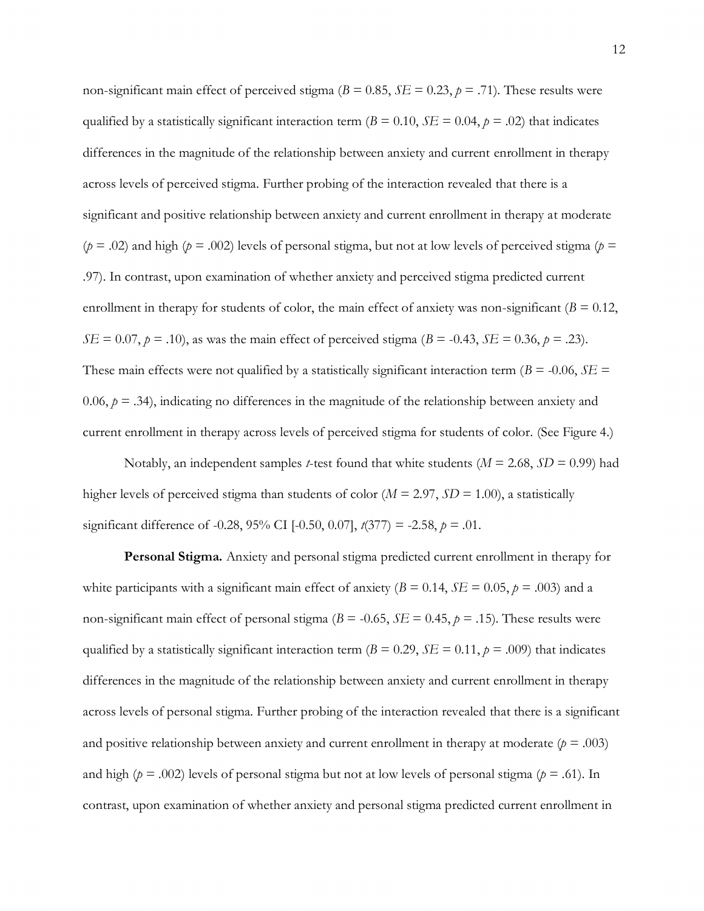non-significant main effect of perceived stigma ($B = 0.85$, $SE = 0.23$, $p = .71$). These results were qualified by a statistically significant interaction term ($B = 0.10$, $SE = 0.04$, $p = .02$) that indicates differences in the magnitude of the relationship between anxiety and current enrollment in therapy across levels of perceived stigma. Further probing of the interaction revealed that there is a significant and positive relationship between anxiety and current enrollment in therapy at moderate ($p = .02$) and high ($p = .002$) levels of personal stigma, but not at low levels of perceived stigma ($p = .97$). In contrast, upon examination of whether anxiety and perceived stigma predicted current enrollment in therapy for students of color, the main effect of anxiety was non-significant ($B = 0.12$, $SE = 0.07$, $p = .10$), as was the main effect of perceived stigma ($B = -0.43$, $SE = 0.36$, $p = .23$). These main effects were not qualified by a statistically significant interaction term ($B = -0.06$, $SE = 0.06$, $p = .34$), indicating no differences in the magnitude of the relationship between anxiety and current enrollment in therapy across levels of perceived stigma for students of color. (See Figure 4.)

Notably, an independent samples $t$-test found that white students ($M = 2.68$, $SD = 0.99$) had higher levels of perceived stigma than students of color ($M = 2.97$, $SD = 1.00$), a statistically significant difference of -0.28, 95% CI [-0.50, 0.07], $t(377) = -2.58$, $p = .01$.

**Personal Stigma.** Anxiety and personal stigma predicted current enrollment in therapy for white participants with a significant main effect of anxiety ($B = 0.14$, $SE = 0.05$, $p = .003$) and a non-significant main effect of personal stigma ($B = -0.65$, $SE = 0.45$, $p = .15$). These results were qualified by a statistically significant interaction term ($B = 0.29$, $SE = 0.11$, $p = .009$) that indicates differences in the magnitude of the relationship between anxiety and current enrollment in therapy across levels of personal stigma. Further probing of the interaction revealed that there is a significant and positive relationship between anxiety and current enrollment in therapy at moderate ($p = .003$) and high ($p = .002$) levels of personal stigma but not at low levels of personal stigma ($p = .61$). In contrast, upon examination of whether anxiety and personal stigma predicted current enrollment in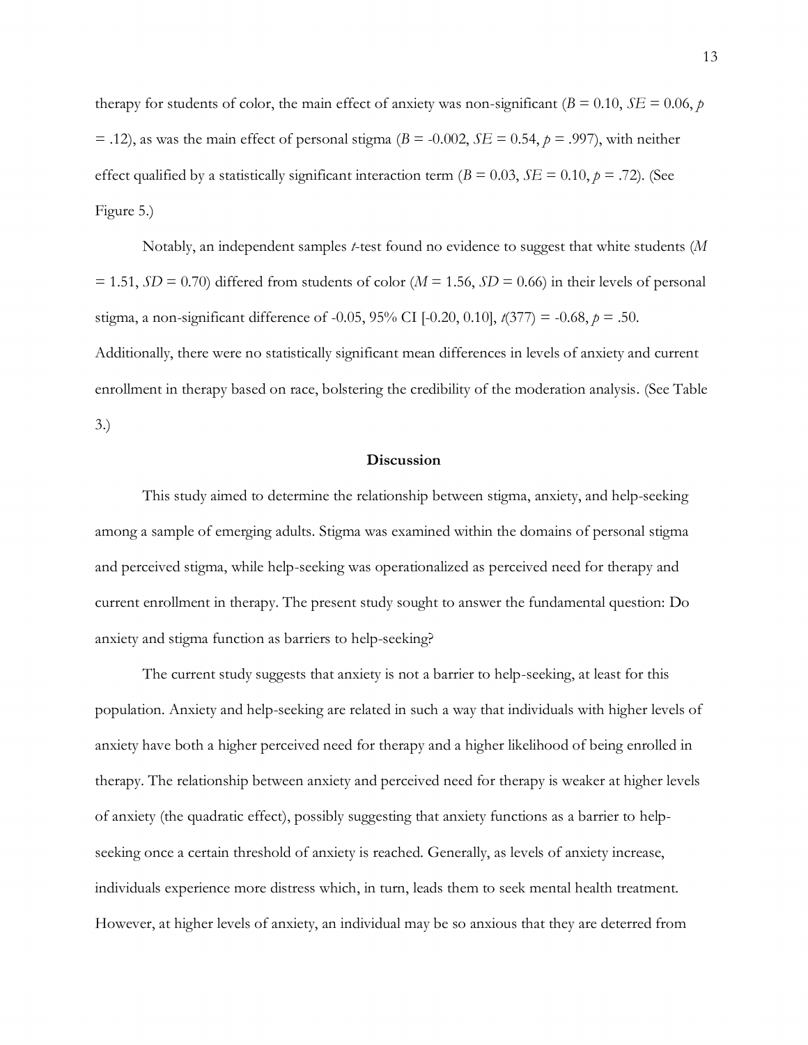therapy for students of color, the main effect of anxiety was non-significant ($B = 0.10$, $SE = 0.06$, $p = .12$), as was the main effect of personal stigma ($B = -0.002$, $SE = 0.54$, $p = .997$), with neither effect qualified by a statistically significant interaction term ($B = 0.03$, $SE = 0.10$, $p = .72$). (See Figure 5.)

Notably, an independent samples *t*-test found no evidence to suggest that white students ($M = 1.51$, $SD = 0.70$) differed from students of color ($M = 1.56$, $SD = 0.66$) in their levels of personal stigma, a non-significant difference of -0.05, 95% CI [-0.20, 0.10], $t(377) = -0.68$, $p = .50$. Additionally, there were no statistically significant mean differences in levels of anxiety and current enrollment in therapy based on race, bolstering the credibility of the moderation analysis. (See Table 3.)

## Discussion

This study aimed to determine the relationship between stigma, anxiety, and help-seeking among a sample of emerging adults. Stigma was examined within the domains of personal stigma and perceived stigma, while help-seeking was operationalized as perceived need for therapy and current enrollment in therapy. The present study sought to answer the fundamental question: Do anxiety and stigma function as barriers to help-seeking?

The current study suggests that anxiety is not a barrier to help-seeking, at least for this population. Anxiety and help-seeking are related in such a way that individuals with higher levels of anxiety have both a higher perceived need for therapy and a higher likelihood of being enrolled in therapy. The relationship between anxiety and perceived need for therapy is weaker at higher levels of anxiety (the quadratic effect), possibly suggesting that anxiety functions as a barrier to help-seeking once a certain threshold of anxiety is reached. Generally, as levels of anxiety increase, individuals experience more distress which, in turn, leads them to seek mental health treatment. However, at higher levels of anxiety, an individual may be so anxious that they are deterred from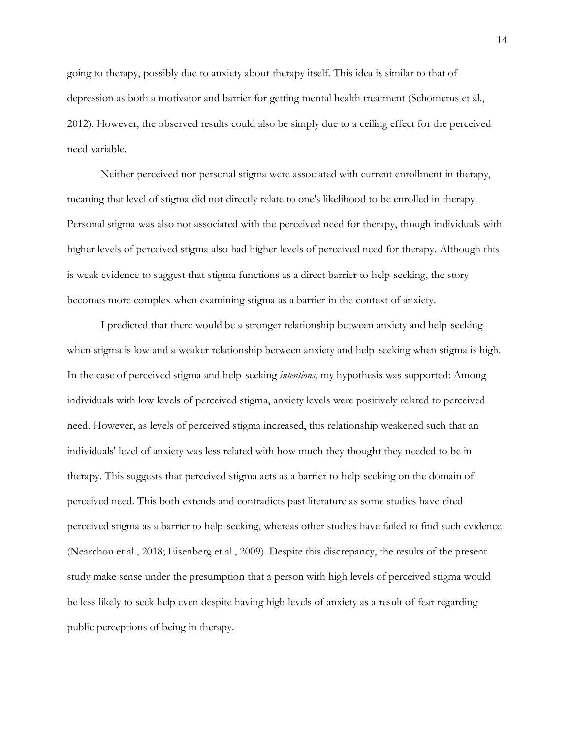going to therapy, possibly due to anxiety about therapy itself. This idea is similar to that of depression as both a motivator and barrier for getting mental health treatment (Schomerus et al., 2012). However, the observed results could also be simply due to a ceiling effect for the perceived need variable.

Neither perceived nor personal stigma were associated with current enrollment in therapy, meaning that level of stigma did not directly relate to one's likelihood to be enrolled in therapy. Personal stigma was also not associated with the perceived need for therapy, though individuals with higher levels of perceived stigma also had higher levels of perceived need for therapy. Although this is weak evidence to suggest that stigma functions as a direct barrier to help-seeking, the story becomes more complex when examining stigma as a barrier in the context of anxiety.

I predicted that there would be a stronger relationship between anxiety and help-seeking when stigma is low and a weaker relationship between anxiety and help-seeking when stigma is high. In the case of perceived stigma and help-seeking *intentions*, my hypothesis was supported: Among individuals with low levels of perceived stigma, anxiety levels were positively related to perceived need. However, as levels of perceived stigma increased, this relationship weakened such that an individuals' level of anxiety was less related with how much they thought they needed to be in therapy. This suggests that perceived stigma acts as a barrier to help-seeking on the domain of perceived need. This both extends and contradicts past literature as some studies have cited perceived stigma as a barrier to help-seeking, whereas other studies have failed to find such evidence (Nearchou et al., 2018; Eisenberg et al., 2009). Despite this discrepancy, the results of the present study make sense under the presumption that a person with high levels of perceived stigma would be less likely to seek help even despite having high levels of anxiety as a result of fear regarding public perceptions of being in therapy.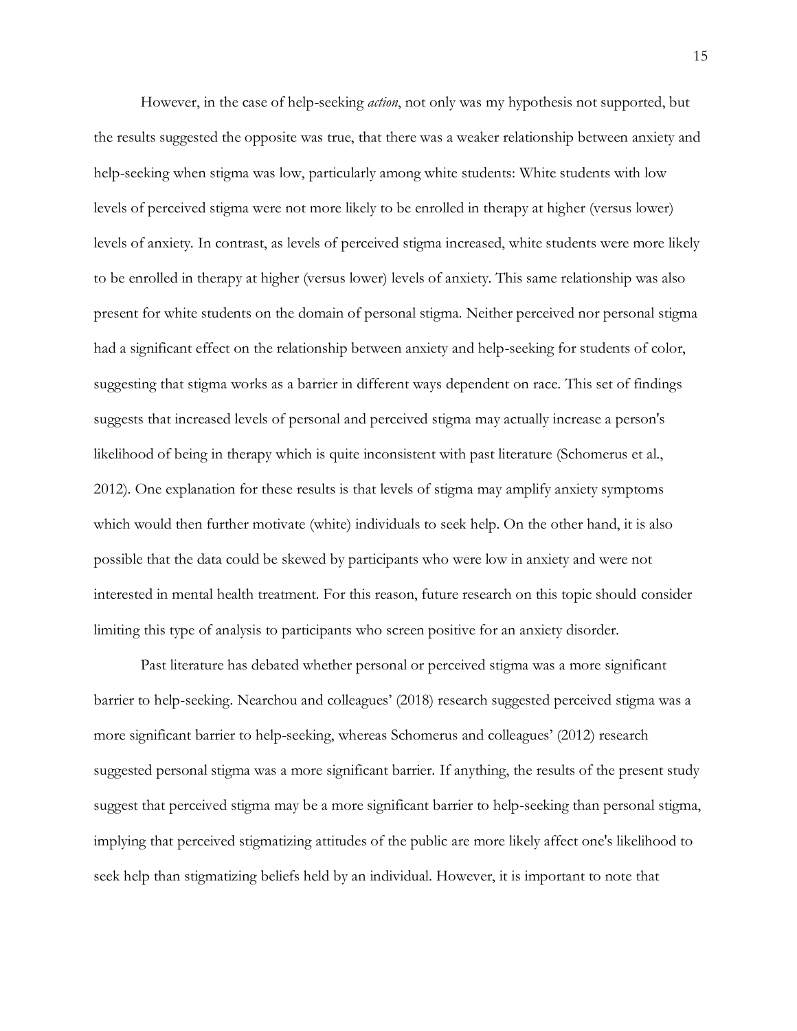However, in the case of help-seeking *action*, not only was my hypothesis not supported, but the results suggested the opposite was true, that there was a weaker relationship between anxiety and help-seeking when stigma was low, particularly among white students: White students with low levels of perceived stigma were not more likely to be enrolled in therapy at higher (versus lower) levels of anxiety. In contrast, as levels of perceived stigma increased, white students were more likely to be enrolled in therapy at higher (versus lower) levels of anxiety. This same relationship was also present for white students on the domain of personal stigma. Neither perceived nor personal stigma had a significant effect on the relationship between anxiety and help-seeking for students of color, suggesting that stigma works as a barrier in different ways dependent on race. This set of findings suggests that increased levels of personal and perceived stigma may actually increase a person's likelihood of being in therapy which is quite inconsistent with past literature (Schomerus et al., 2012). One explanation for these results is that levels of stigma may amplify anxiety symptoms which would then further motivate (white) individuals to seek help. On the other hand, it is also possible that the data could be skewed by participants who were low in anxiety and were not interested in mental health treatment. For this reason, future research on this topic should consider limiting this type of analysis to participants who screen positive for an anxiety disorder.

Past literature has debated whether personal or perceived stigma was a more significant barrier to help-seeking. Nearchou and colleagues' (2018) research suggested perceived stigma was a more significant barrier to help-seeking, whereas Schomerus and colleagues' (2012) research suggested personal stigma was a more significant barrier. If anything, the results of the present study suggest that perceived stigma may be a more significant barrier to help-seeking than personal stigma, implying that perceived stigmatizing attitudes of the public are more likely affect one's likelihood to seek help than stigmatizing beliefs held by an individual. However, it is important to note that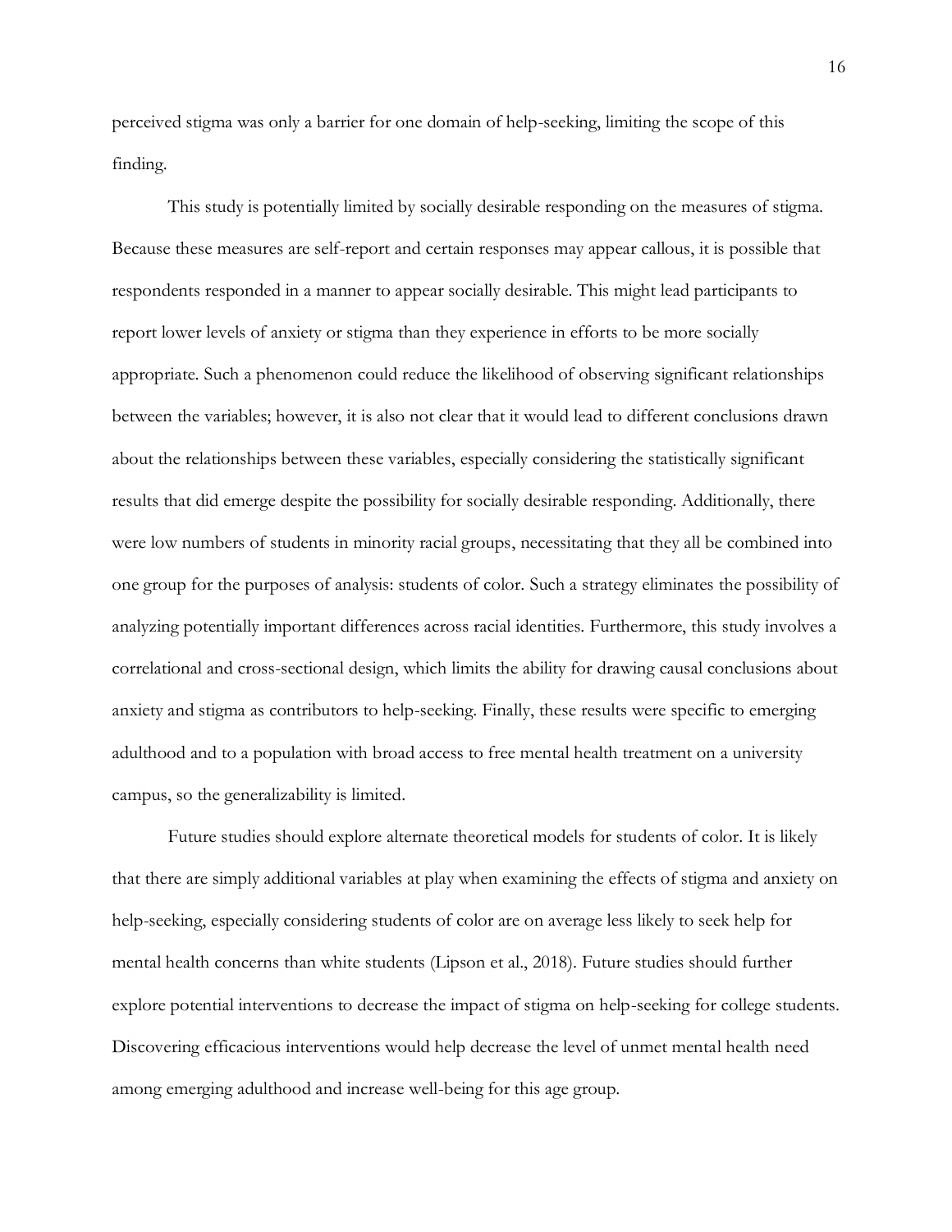perceived stigma was only a barrier for one domain of help-seeking, limiting the scope of this finding.

This study is potentially limited by socially desirable responding on the measures of stigma. Because these measures are self-report and certain responses may appear callous, it is possible that respondents responded in a manner to appear socially desirable. This might lead participants to report lower levels of anxiety or stigma than they experience in efforts to be more socially appropriate. Such a phenomenon could reduce the likelihood of observing significant relationships between the variables; however, it is also not clear that it would lead to different conclusions drawn about the relationships between these variables, especially considering the statistically significant results that did emerge despite the possibility for socially desirable responding. Additionally, there were low numbers of students in minority racial groups, necessitating that they all be combined into one group for the purposes of analysis: students of color. Such a strategy eliminates the possibility of analyzing potentially important differences across racial identities. Furthermore, this study involves a correlational and cross-sectional design, which limits the ability for drawing causal conclusions about anxiety and stigma as contributors to help-seeking. Finally, these results were specific to emerging adulthood and to a population with broad access to free mental health treatment on a university campus, so the generalizability is limited.

Future studies should explore alternate theoretical models for students of color. It is likely that there are simply additional variables at play when examining the effects of stigma and anxiety on help-seeking, especially considering students of color are on average less likely to seek help for mental health concerns than white students (Lipson et al., 2018). Future studies should further explore potential interventions to decrease the impact of stigma on help-seeking for college students. Discovering efficacious interventions would help decrease the level of unmet mental health need among emerging adulthood and increase well-being for this age group.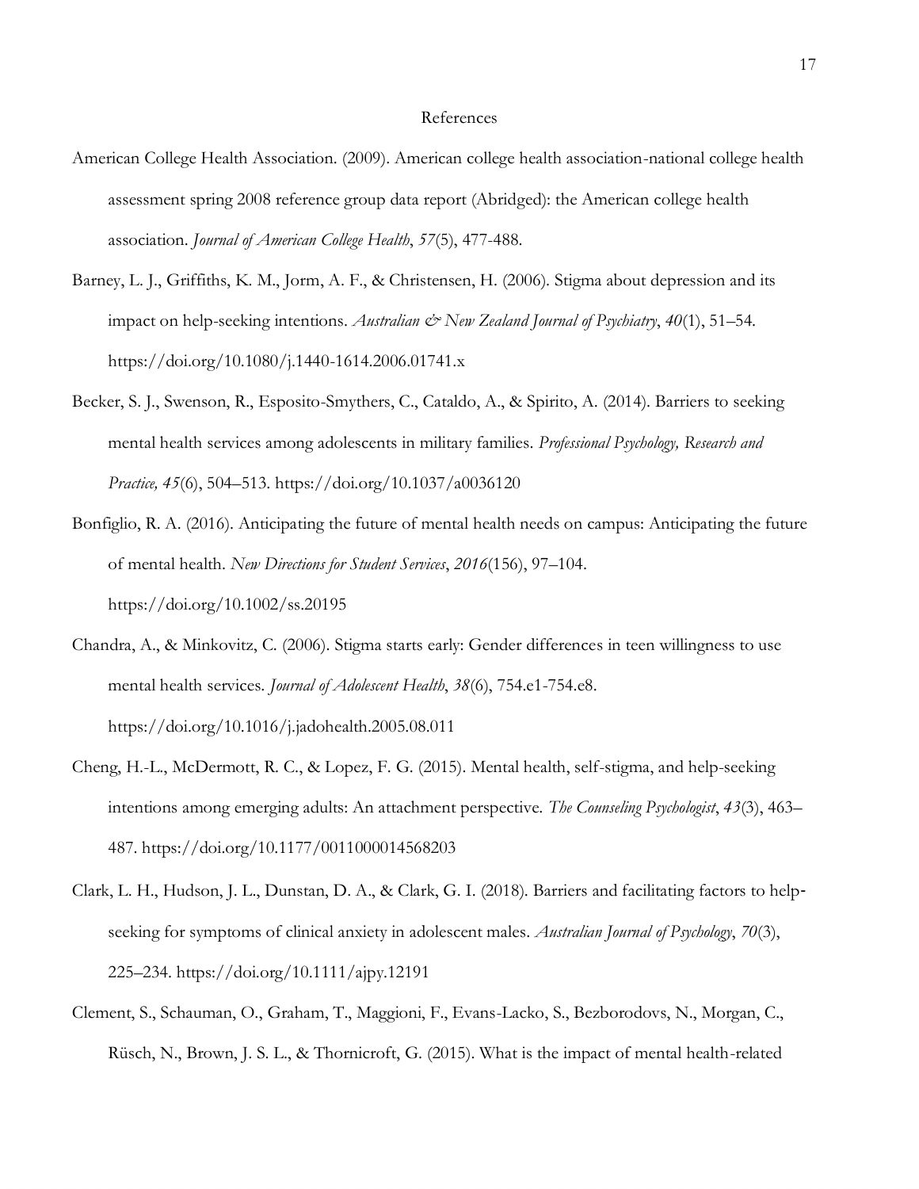# References

American College Health Association. (2009). American college health association-national college health assessment spring 2008 reference group data report (Abridged): the American college health association. *Journal of American College Health*, *57*(5), 477-488.

Barney, L. J., Griffiths, K. M., Jorm, A. F., & Christensen, H. (2006). Stigma about depression and its impact on help-seeking intentions. *Australian & New Zealand Journal of Psychiatry*, *40*(1), 51–54. https://doi.org/10.1080/j.1440-1614.2006.01741.x

Becker, S. J., Swenson, R., Esposito-Smythers, C., Cataldo, A., & Spirito, A. (2014). Barriers to seeking mental health services among adolescents in military families. *Professional Psychology, Research and Practice, 45*(6), 504–513. https://doi.org/10.1037/a0036120

Bonfiglio, R. A. (2016). Anticipating the future of mental health needs on campus: Anticipating the future of mental health. *New Directions for Student Services*, *2016*(156), 97–104. https://doi.org/10.1002/ss.20195

Chandra, A., & Minkovitz, C. (2006). Stigma starts early: Gender differences in teen willingness to use mental health services. *Journal of Adolescent Health*, *38*(6), 754.e1-754.e8. https://doi.org/10.1016/j.jadohealth.2005.08.011

Cheng, H.-L., McDermott, R. C., & Lopez, F. G. (2015). Mental health, self-stigma, and help-seeking intentions among emerging adults: An attachment perspective. *The Counseling Psychologist*, *43*(3), 463–487. https://doi.org/10.1177/0011000014568203

Clark, L. H., Hudson, J. L., Dunstan, D. A., & Clark, G. I. (2018). Barriers and facilitating factors to help-seeking for symptoms of clinical anxiety in adolescent males. *Australian Journal of Psychology*, *70*(3), 225–234. https://doi.org/10.1111/ajpy.12191

Clement, S., Schauman, O., Graham, T., Maggioni, F., Evans-Lacko, S., Bezborodovs, N., Morgan, C., Rüsch, N., Brown, J. S. L., & Thornicroft, G. (2015). What is the impact of mental health-related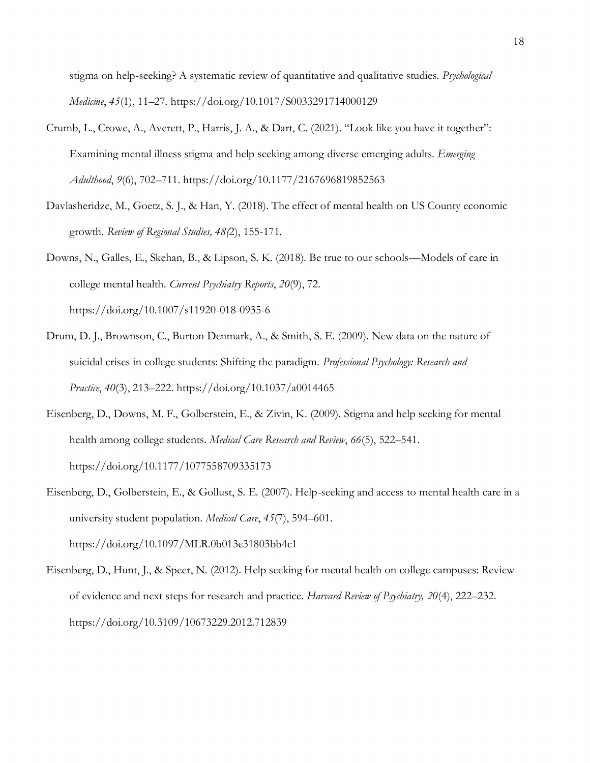stigma on help-seeking? A systematic review of quantitative and qualitative studies. *Psychological Medicine*, *45*(1), 11–27. https://doi.org/10.1017/S0033291714000129

Crumb, L., Crowe, A., Averett, P., Harris, J. A., & Dart, C. (2021). "Look like you have it together": Examining mental illness stigma and help seeking among diverse emerging adults. *Emerging Adulthood*, *9*(6), 702–711. https://doi.org/10.1177/2167696819852563

Davlasheridze, M., Goetz, S. J., & Han, Y. (2018). The effect of mental health on US County economic growth. *Review of Regional Studies, 48(*2), 155-171.

Downs, N., Galles, E., Skehan, B., & Lipson, S. K. (2018). Be true to our schools—Models of care in college mental health. *Current Psychiatry Reports*, *20*(9), 72. https://doi.org/10.1007/s11920-018-0935-6

Drum, D. J., Brownson, C., Burton Denmark, A., & Smith, S. E. (2009). New data on the nature of suicidal crises in college students: Shifting the paradigm. *Professional Psychology: Research and Practice*, *40*(3), 213–222. https://doi.org/10.1037/a0014465

Eisenberg, D., Downs, M. F., Golberstein, E., & Zivin, K. (2009). Stigma and help seeking for mental health among college students. *Medical Care Research and Review*, *66*(5), 522–541. https://doi.org/10.1177/1077558709335173

Eisenberg, D., Golberstein, E., & Gollust, S. E. (2007). Help-seeking and access to mental health care in a university student population. *Medical Care*, *45*(7), 594–601. https://doi.org/10.1097/MLR.0b013e31803bb4c1

Eisenberg, D., Hunt, J., & Speer, N. (2012). Help seeking for mental health on college campuses: Review of evidence and next steps for research and practice. *Harvard Review of Psychiatry, 20*(4), 222–232. https://doi.org/10.3109/10673229.2012.712839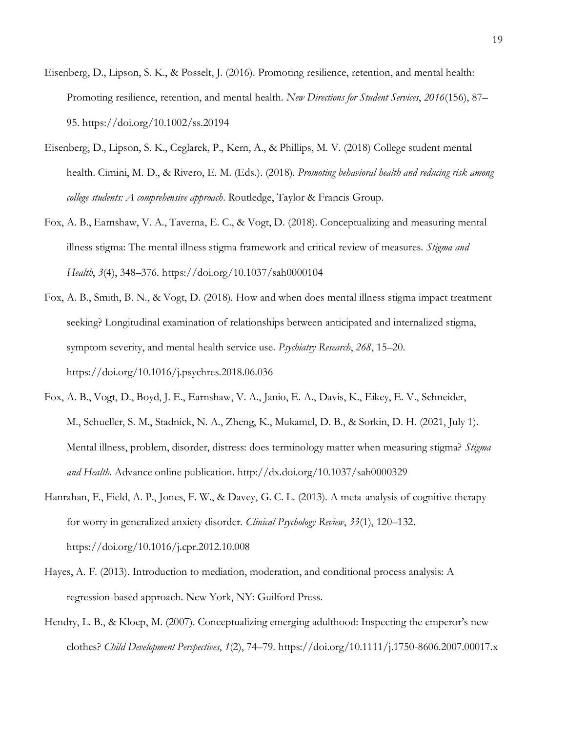Eisenberg, D., Lipson, S. K., & Posselt, J. (2016). Promoting resilience, retention, and mental health: Promoting resilience, retention, and mental health. *New Directions for Student Services*, *2016*(156), 87–95. https://doi.org/10.1002/ss.20194

Eisenberg, D., Lipson, S. K., Ceglarek, P., Kern, A., & Phillips, M. V. (2018) College student mental health. Cimini, M. D., & Rivero, E. M. (Eds.). (2018). *Promoting behavioral health and reducing risk among college students: A comprehensive approach*. Routledge, Taylor & Francis Group.

Fox, A. B., Earnshaw, V. A., Taverna, E. C., & Vogt, D. (2018). Conceptualizing and measuring mental illness stigma: The mental illness stigma framework and critical review of measures. *Stigma and Health*, *3*(4), 348–376. https://doi.org/10.1037/sah0000104

Fox, A. B., Smith, B. N., & Vogt, D. (2018). How and when does mental illness stigma impact treatment seeking? Longitudinal examination of relationships between anticipated and internalized stigma, symptom severity, and mental health service use. *Psychiatry Research*, *268*, 15–20. https://doi.org/10.1016/j.psychres.2018.06.036

Fox, A. B., Vogt, D., Boyd, J. E., Earnshaw, V. A., Janio, E. A., Davis, K., Eikey, E. V., Schneider, M., Schueller, S. M., Stadnick, N. A., Zheng, K., Mukamel, D. B., & Sorkin, D. H. (2021, July 1). Mental illness, problem, disorder, distress: does terminology matter when measuring stigma? *Stigma and Health.* Advance online publication. http://dx.doi.org/10.1037/sah0000329

Hanrahan, F., Field, A. P., Jones, F. W., & Davey, G. C. L. (2013). A meta-analysis of cognitive therapy for worry in generalized anxiety disorder. *Clinical Psychology Review*, *33*(1), 120–132. https://doi.org/10.1016/j.cpr.2012.10.008

Hayes, A. F. (2013). Introduction to mediation, moderation, and conditional process analysis: A regression-based approach. New York, NY: Guilford Press.

Hendry, L. B., & Kloep, M. (2007). Conceptualizing emerging adulthood: Inspecting the emperor's new clothes? *Child Development Perspectives*, *1*(2), 74–79. https://doi.org/10.1111/j.1750-8606.2007.00017.x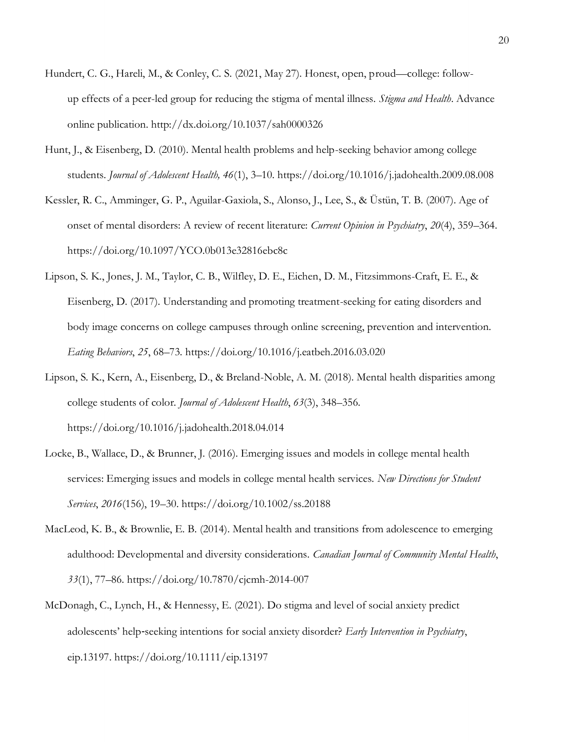Hundert, C. G., Hareli, M., & Conley, C. S. (2021, May 27). Honest, open, proud—college: follow-up effects of a peer-led group for reducing the stigma of mental illness. *Stigma and Health*. Advance online publication. http://dx.doi.org/10.1037/sah0000326

Hunt, J., & Eisenberg, D. (2010). Mental health problems and help-seeking behavior among college students. *Journal of Adolescent Health, 46*(1), 3–10. https://doi.org/10.1016/j.jadohealth.2009.08.008

Kessler, R. C., Amminger, G. P., Aguilar-Gaxiola, S., Alonso, J., Lee, S., & Üstün, T. B. (2007). Age of onset of mental disorders: A review of recent literature: *Current Opinion in Psychiatry*, *20*(4), 359–364. https://doi.org/10.1097/YCO.0b013e32816ebc8c

Lipson, S. K., Jones, J. M., Taylor, C. B., Wilfley, D. E., Eichen, D. M., Fitzsimmons-Craft, E. E., & Eisenberg, D. (2017). Understanding and promoting treatment-seeking for eating disorders and body image concerns on college campuses through online screening, prevention and intervention. *Eating Behaviors*, *25*, 68–73. https://doi.org/10.1016/j.eatbeh.2016.03.020

Lipson, S. K., Kern, A., Eisenberg, D., & Breland-Noble, A. M. (2018). Mental health disparities among college students of color. *Journal of Adolescent Health*, *63*(3), 348–356. https://doi.org/10.1016/j.jadohealth.2018.04.014

Locke, B., Wallace, D., & Brunner, J. (2016). Emerging issues and models in college mental health services: Emerging issues and models in college mental health services. *New Directions for Student Services*, *2016*(156), 19–30. https://doi.org/10.1002/ss.20188

MacLeod, K. B., & Brownlie, E. B. (2014). Mental health and transitions from adolescence to emerging adulthood: Developmental and diversity considerations. *Canadian Journal of Community Mental Health*, *33*(1), 77–86. https://doi.org/10.7870/cjcmh-2014-007

McDonagh, C., Lynch, H., & Hennessy, E. (2021). Do stigma and level of social anxiety predict adolescents' help-seeking intentions for social anxiety disorder? *Early Intervention in Psychiatry*, eip.13197. https://doi.org/10.1111/eip.13197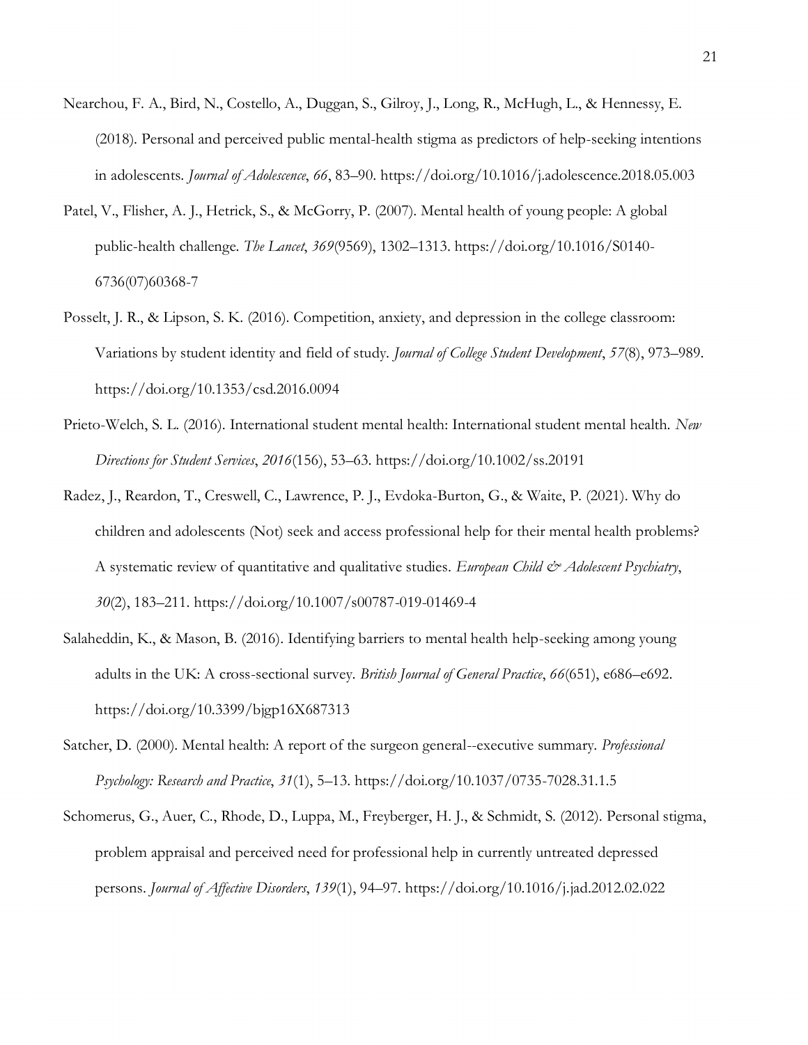Nearchou, F. A., Bird, N., Costello, A., Duggan, S., Gilroy, J., Long, R., McHugh, L., & Hennessy, E. (2018). Personal and perceived public mental-health stigma as predictors of help-seeking intentions in adolescents. *Journal of Adolescence*, *66*, 83–90. https://doi.org/10.1016/j.adolescence.2018.05.003

Patel, V., Flisher, A. J., Hetrick, S., & McGorry, P. (2007). Mental health of young people: A global public-health challenge. *The Lancet*, *369*(9569), 1302–1313. https://doi.org/10.1016/S0140-6736(07)60368-7

Posselt, J. R., & Lipson, S. K. (2016). Competition, anxiety, and depression in the college classroom: Variations by student identity and field of study. *Journal of College Student Development*, *57*(8), 973–989. https://doi.org/10.1353/csd.2016.0094

Prieto-Welch, S. L. (2016). International student mental health: International student mental health. *New Directions for Student Services*, *2016*(156), 53–63. https://doi.org/10.1002/ss.20191

Radez, J., Reardon, T., Creswell, C., Lawrence, P. J., Evdoka-Burton, G., & Waite, P. (2021). Why do children and adolescents (Not) seek and access professional help for their mental health problems? A systematic review of quantitative and qualitative studies. *European Child & Adolescent Psychiatry*, *30*(2), 183–211. https://doi.org/10.1007/s00787-019-01469-4

Salaheddin, K., & Mason, B. (2016). Identifying barriers to mental health help-seeking among young adults in the UK: A cross-sectional survey. *British Journal of General Practice*, *66*(651), e686–e692. https://doi.org/10.3399/bjgp16X687313

Satcher, D. (2000). Mental health: A report of the surgeon general--executive summary. *Professional Psychology: Research and Practice*, *31*(1), 5–13. https://doi.org/10.1037/0735-7028.31.1.5

Schomerus, G., Auer, C., Rhode, D., Luppa, M., Freyberger, H. J., & Schmidt, S. (2012). Personal stigma, problem appraisal and perceived need for professional help in currently untreated depressed persons. *Journal of Affective Disorders*, *139*(1), 94–97. https://doi.org/10.1016/j.jad.2012.02.022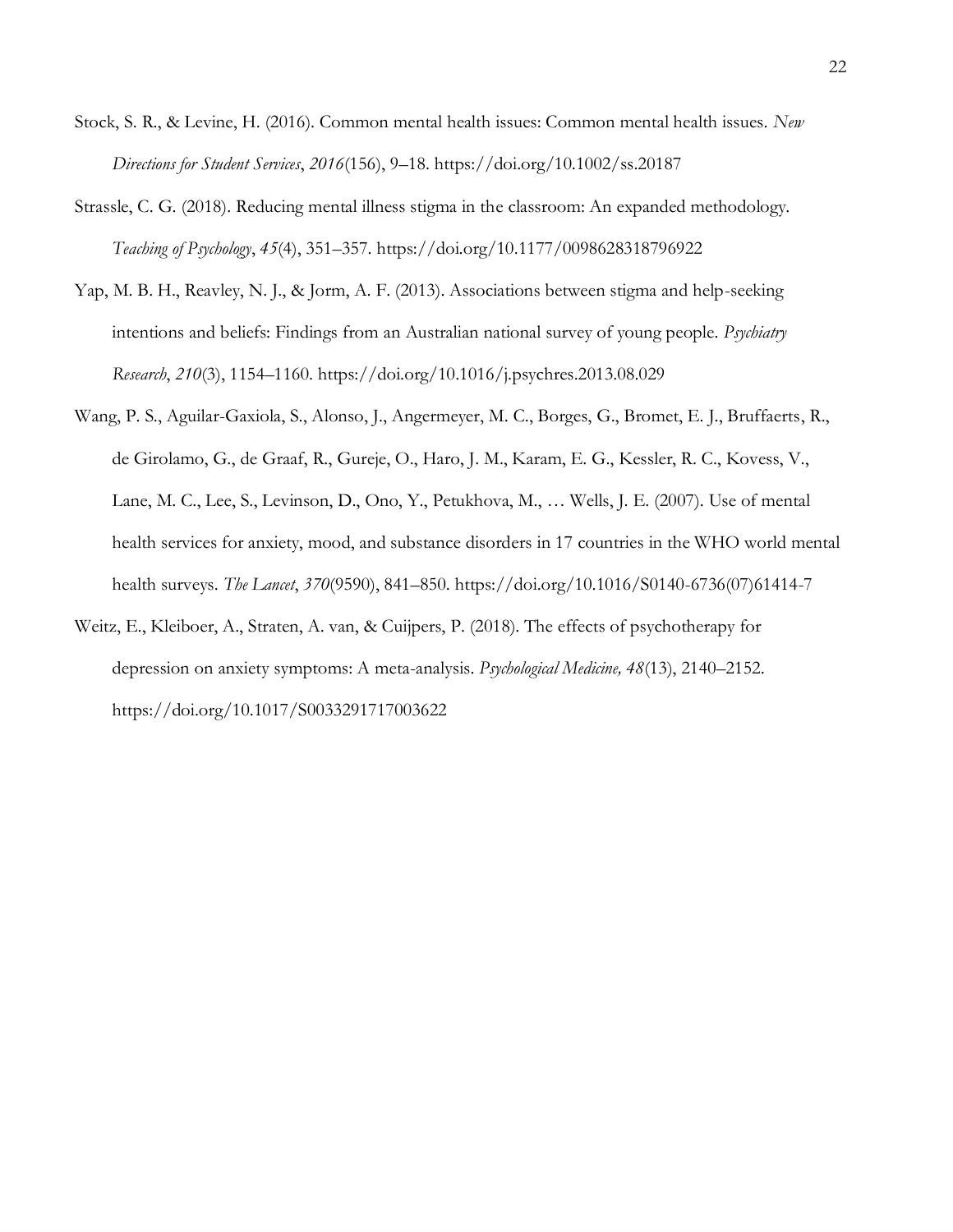Stock, S. R., & Levine, H. (2016). Common mental health issues: Common mental health issues. *New Directions for Student Services*, *2016*(156), 9–18. https://doi.org/10.1002/ss.20187

Strassle, C. G. (2018). Reducing mental illness stigma in the classroom: An expanded methodology. *Teaching of Psychology*, *45*(4), 351–357. https://doi.org/10.1177/0098628318796922

Yap, M. B. H., Reavley, N. J., & Jorm, A. F. (2013). Associations between stigma and help-seeking intentions and beliefs: Findings from an Australian national survey of young people. *Psychiatry Research*, *210*(3), 1154–1160. https://doi.org/10.1016/j.psychres.2013.08.029

Wang, P. S., Aguilar-Gaxiola, S., Alonso, J., Angermeyer, M. C., Borges, G., Bromet, E. J., Bruffaerts, R., de Girolamo, G., de Graaf, R., Gureje, O., Haro, J. M., Karam, E. G., Kessler, R. C., Kovess, V., Lane, M. C., Lee, S., Levinson, D., Ono, Y., Petukhova, M., … Wells, J. E. (2007). Use of mental health services for anxiety, mood, and substance disorders in 17 countries in the WHO world mental health surveys. *The Lancet*, *370*(9590), 841–850. https://doi.org/10.1016/S0140-6736(07)61414-7

Weitz, E., Kleiboer, A., Straten, A. van, & Cuijpers, P. (2018). The effects of psychotherapy for depression on anxiety symptoms: A meta-analysis. *Psychological Medicine, 48*(13), 2140–2152. https://doi.org/10.1017/S0033291717003622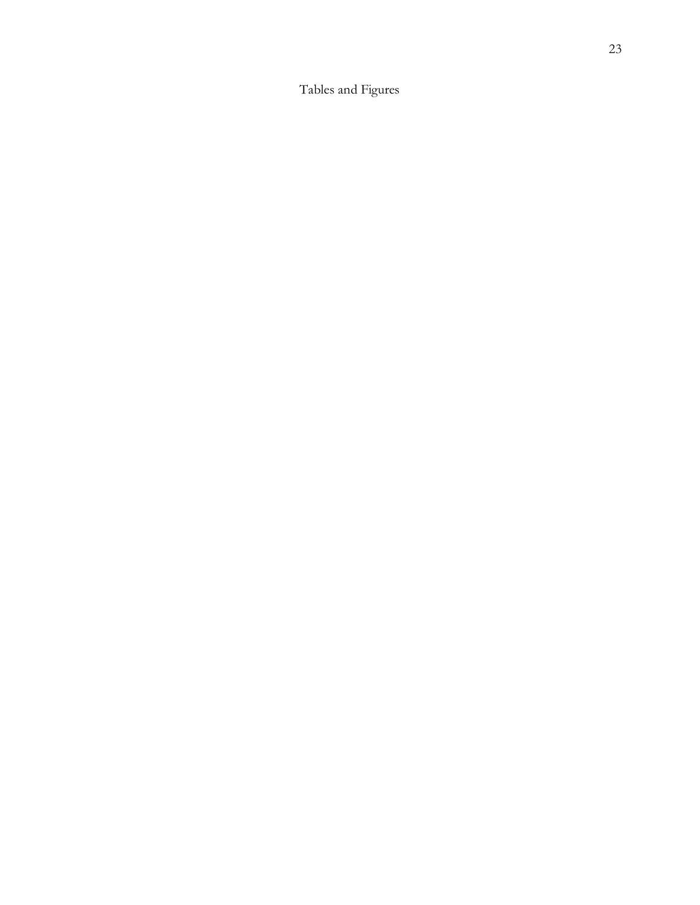# Tables and Figures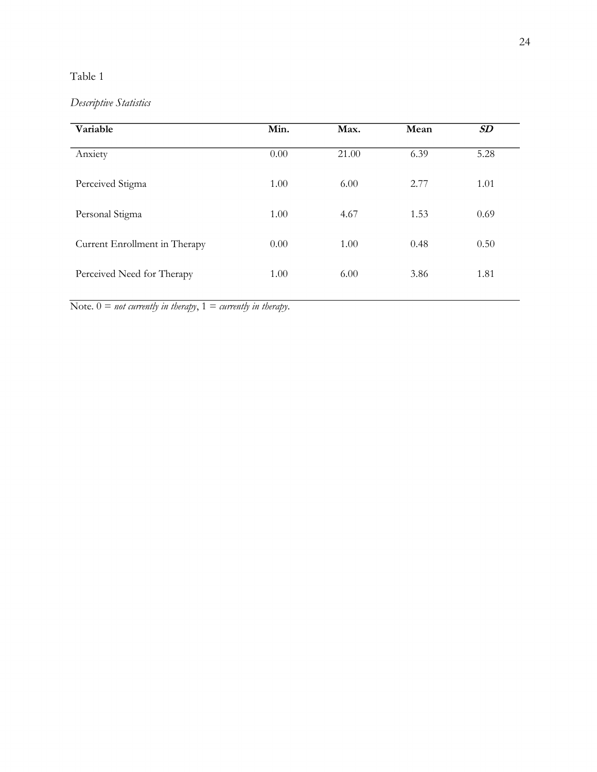Table 1

*Descriptive Statistics*

| Variable | Min. | Max. | Mean | *SD* |
|---|---|---|---|---|
| Anxiety | 0.00 | 21.00 | 6.39 | 5.28 |
| Perceived Stigma | 1.00 | 6.00 | 2.77 | 1.01 |
| Personal Stigma | 1.00 | 4.67 | 1.53 | 0.69 |
| Current Enrollment in Therapy | 0.00 | 1.00 | 0.48 | 0.50 |
| Perceived Need for Therapy | 1.00 | 6.00 | 3.86 | 1.81 |

Note. 0 = *not currently in therapy*, 1 = *currently in therapy*.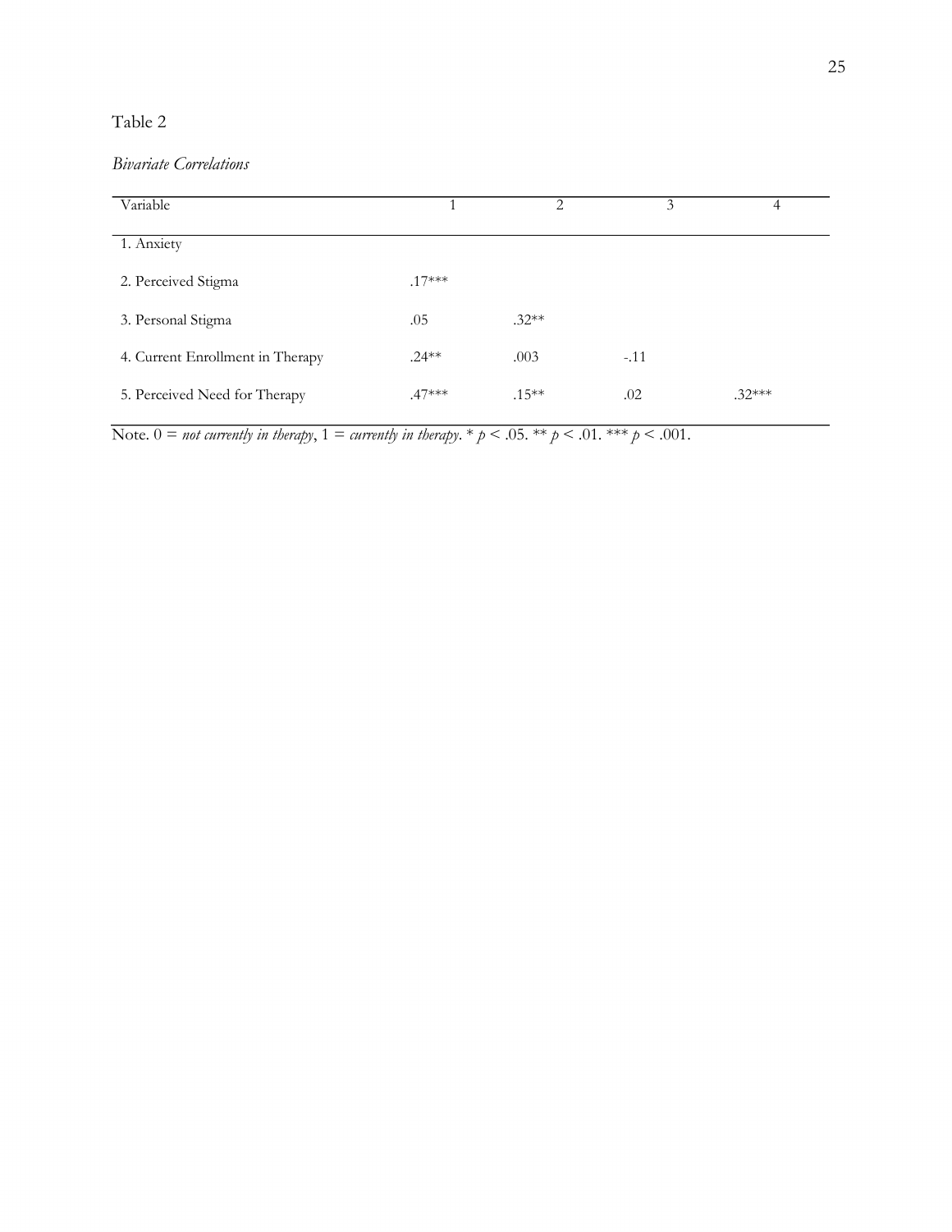Table 2

*Bivariate Correlations*

| Variable | 1 | 2 | 3 | 4 |
|---|---|---|---|---|
| 1. Anxiety | | | | |
| 2. Perceived Stigma | .17*** | | | |
| 3. Personal Stigma | .05 | .32** | | |
| 4. Current Enrollment in Therapy | .24** | .003 | -.11 | |
| 5. Perceived Need for Therapy | .47*** | .15** | .02 | .32*** |

Note. 0 = *not currently in therapy*, 1 = *currently in therapy*. * $p < .05$. ** $p < .01$. *** $p < .001$.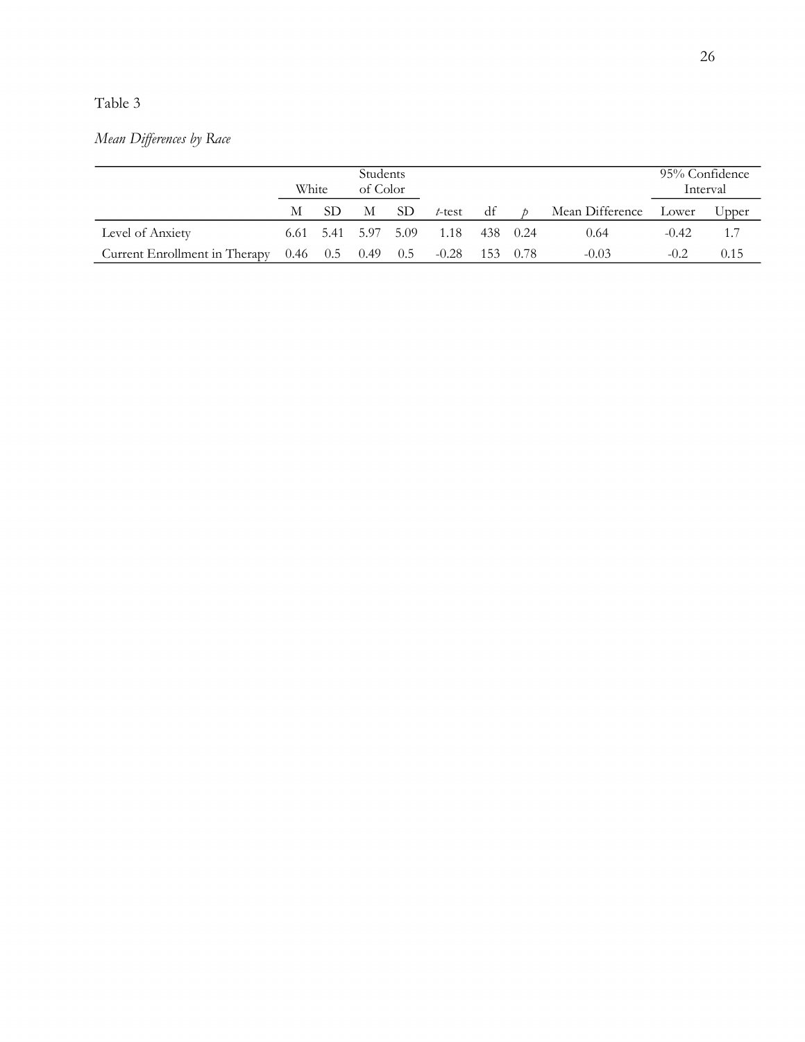Table 3

*Mean Differences by Race*

| | White | | Students of Color | | | | | | 95% Confidence Interval | |
|---|---|---|---|---|---|---|---|---|---|---|
| | M | SD | M | SD | *t*-test | df | *p* | Mean Difference | Lower | Upper |
| Level of Anxiety | 6.61 | 5.41 | 5.97 | 5.09 | 1.18 | 438 | 0.24 | 0.64 | -0.42 | 1.7 |
| Current Enrollment in Therapy | 0.46 | 0.5 | 0.49 | 0.5 | -0.28 | 153 | 0.78 | -0.03 | -0.2 | 0.15 |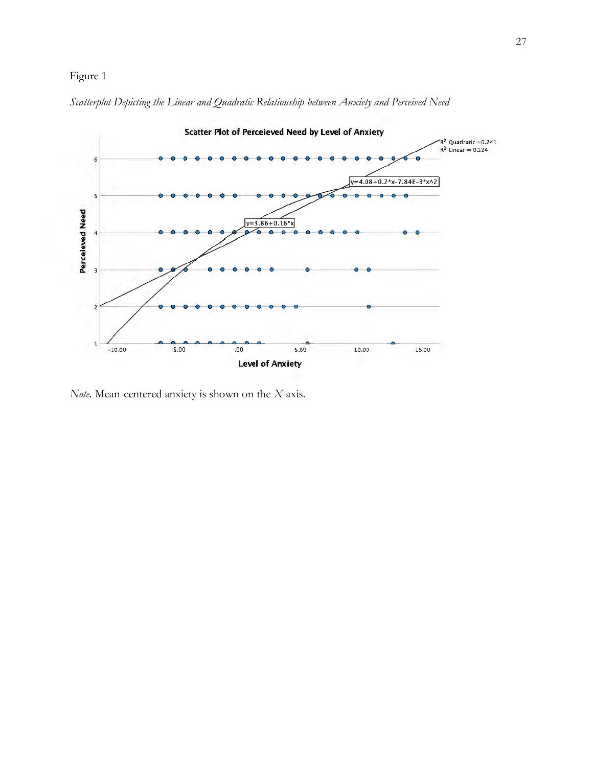Figure 1

*Scatterplot Depicting the Linear and Quadratic Relationship between Anxiety and Perceived Need*

*Note.* Mean-centered anxiety is shown on the *X*-axis.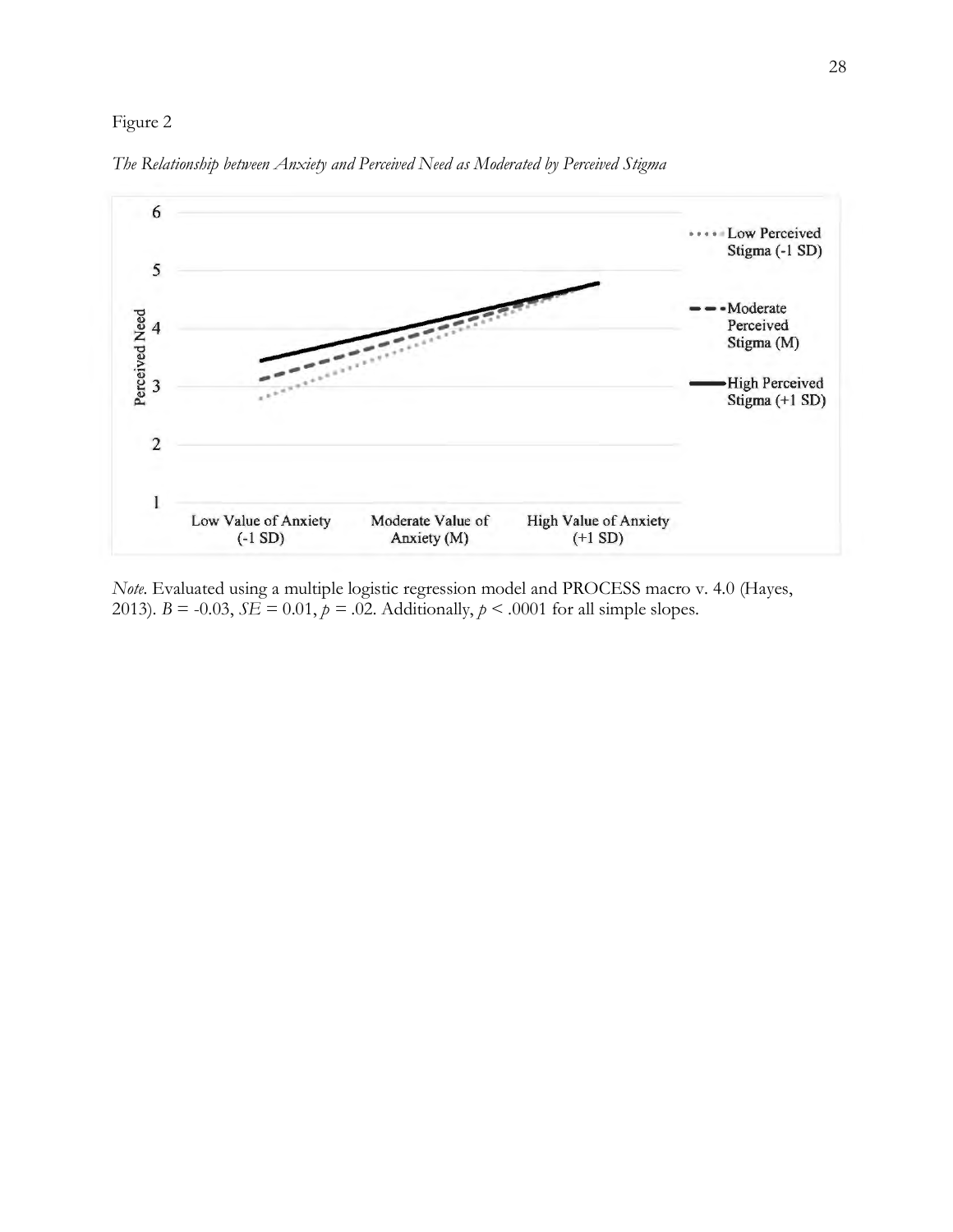Figure 2

*The Relationship between Anxiety and Perceived Need as Moderated by Perceived Stigma*

*Note.* Evaluated using a multiple logistic regression model and PROCESS macro v. 4.0 (Hayes, 2013). $B = -0.03$, $SE = 0.01$, $p = .02$. Additionally, $p < .0001$ for all simple slopes.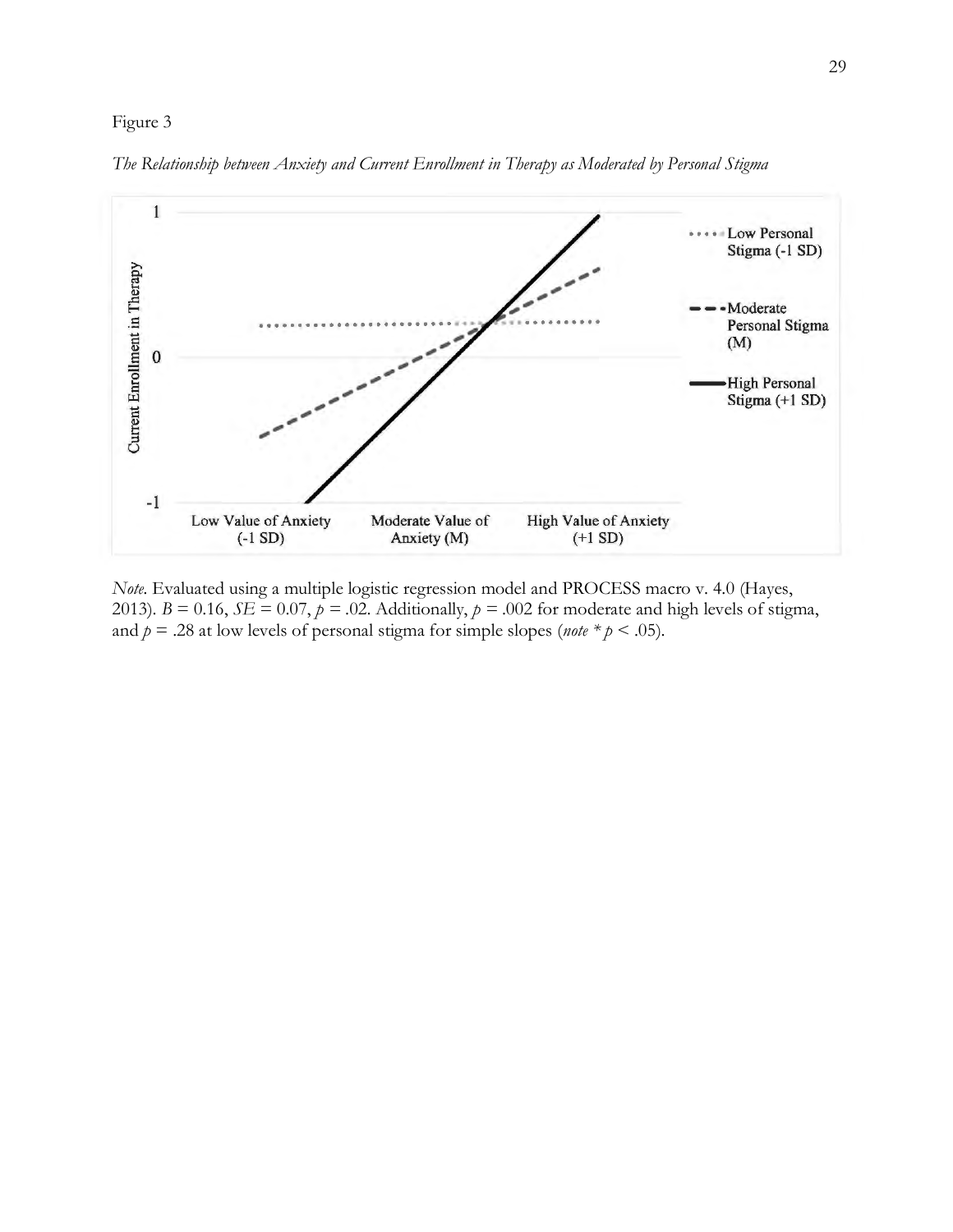Figure 3

*The Relationship between Anxiety and Current Enrollment in Therapy as Moderated by Personal Stigma*

*Note*. Evaluated using a multiple logistic regression model and PROCESS macro v. 4.0 (Hayes, 2013). $B = 0.16$, $SE = 0.07$, $p = .02$. Additionally, $p = .002$ for moderate and high levels of stigma, and $p = .28$ at low levels of personal stigma for simple slopes (*note* * $p < .05$).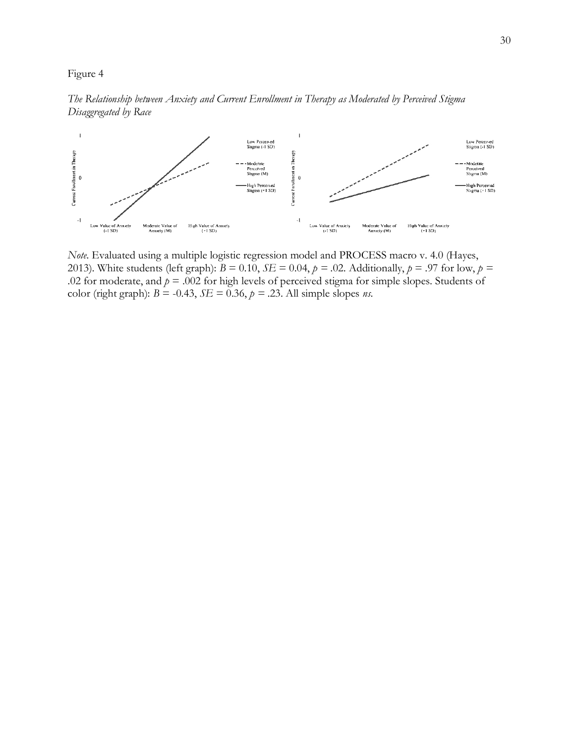Figure 4

*The Relationship between Anxiety and Current Enrollment in Therapy as Moderated by Perceived Stigma Disaggregated by Race*

*Note*. Evaluated using a multiple logistic regression model and PROCESS macro v. 4.0 (Hayes, 2013). White students (left graph): $B = 0.10$, $SE = 0.04$, $p = .02$. Additionally, $p = .97$ for low, $p = .02$ for moderate, and $p = .002$ for high levels of perceived stigma for simple slopes. Students of color (right graph): $B = -0.43$, $SE = 0.36$, $p = .23$. All simple slopes *ns*.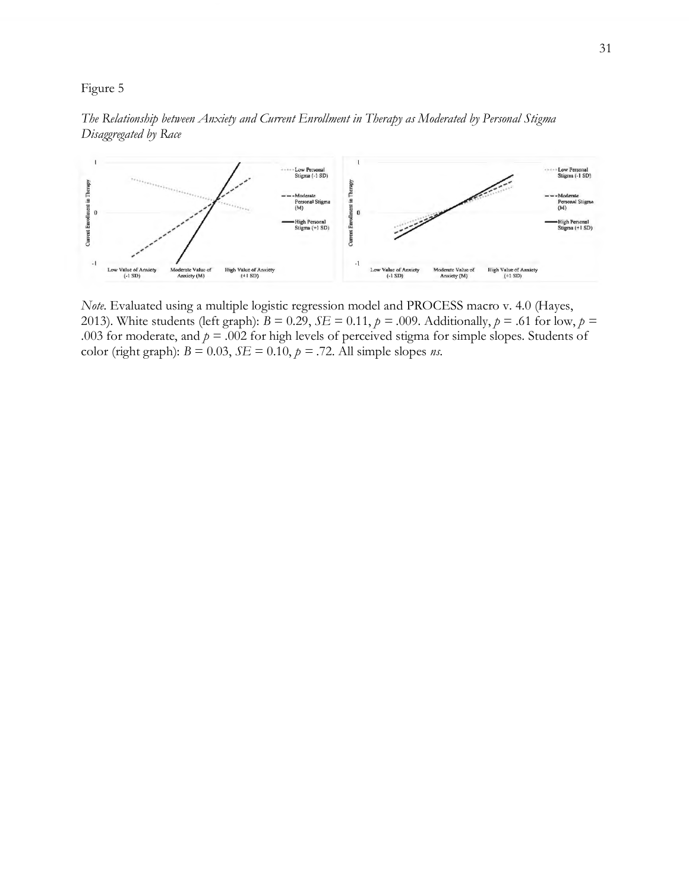Figure 5

*The Relationship between Anxiety and Current Enrollment in Therapy as Moderated by Personal Stigma Disaggregated by Race*

1

0

-1

Current Enrollment in Therapy

Low Value of Anxiety (-1 SD)

Moderate Value of Anxiety (M)

High Value of Anxiety (+1 SD)

Low Personal Stigma (-1 SD)

Moderate Personal Stigma (M)

High Personal Stigma (+1 SD)

1

0

-1

Current Enrollment in Therapy

Low Value of Anxiety (-1 SD)

Moderate Value of Anxiety (M)

High Value of Anxiety (+1 SD)

Low Personal Stigma (-1 SD)

Moderate Personal Stigma (M)

High Personal Stigma (+1 SD)

*Note*. Evaluated using a multiple logistic regression model and PROCESS macro v. 4.0 (Hayes, 2013). White students (left graph): $B = 0.29$, $SE = 0.11$, $p = .009$. Additionally, $p = .61$ for low, $p = .003$ for moderate, and $p = .002$ for high levels of perceived stigma for simple slopes. Students of color (right graph): $B = 0.03$, $SE = 0.10$, $p = .72$. All simple slopes *ns*.